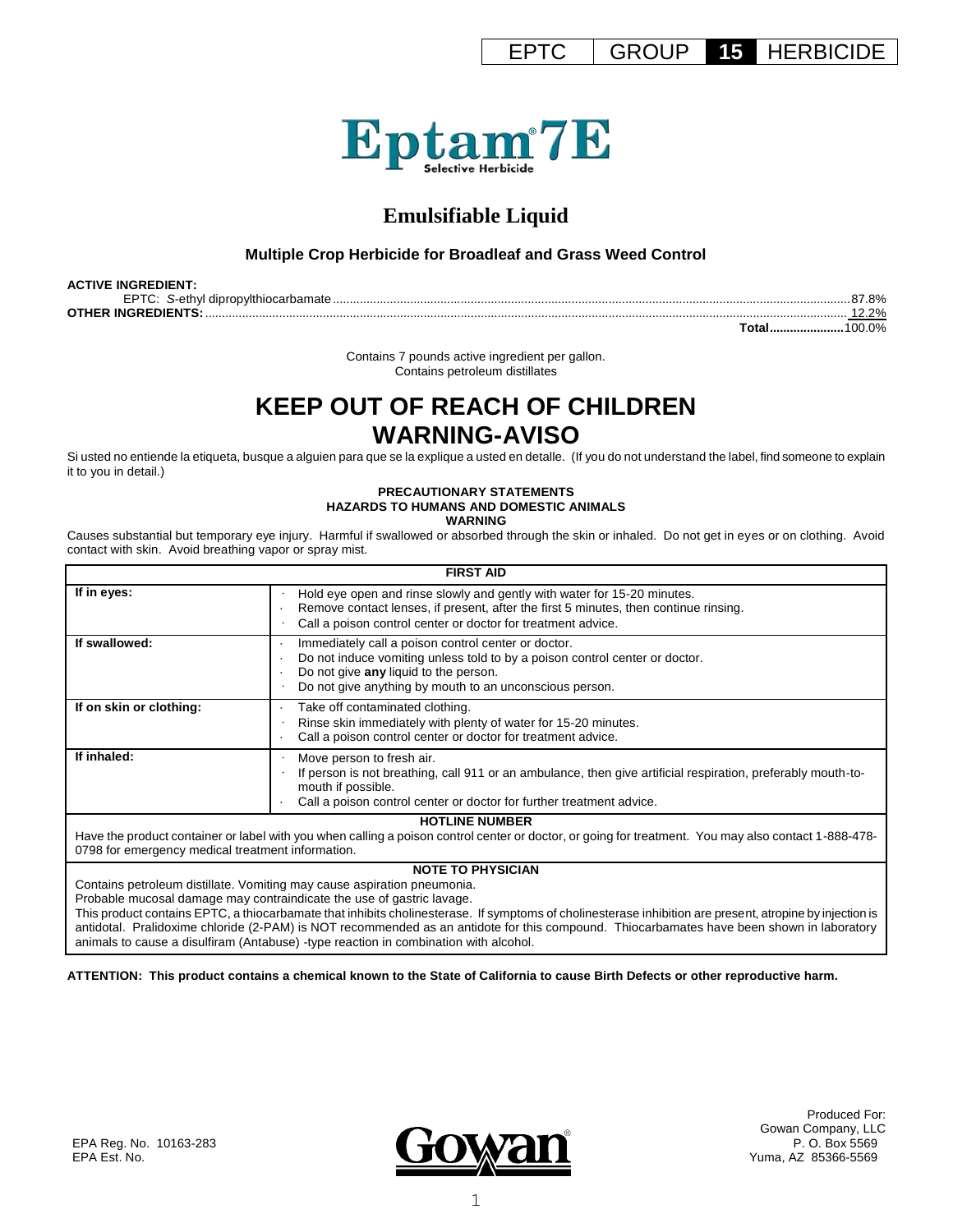EPTC | GROUP **15** HERBICIDE

# Eptam® 7E

Selective Herbicide

## Emulsifiable Liquid

### Multiple Crop Herbicide for Broadleaf and Grass Weed Control

**ACTIVE INGREDIENT:**

EPTC: *S*-ethyl dipropylthiocarbamate ........................................ 87.8%

**OTHER INGREDIENTS:** ........................................ 12.2%

**Total** ........................................ 100.0%

Contains 7 pounds active ingredient per gallon.
Contains petroleum distillates

# KEEP OUT OF REACH OF CHILDREN
# WARNING-AVISO

Si usted no entiende la etiqueta, busque a alguien para que se la explique a usted en detalle. (If you do not understand the label, find someone to explain it to you in detail.)

**PRECAUTIONARY STATEMENTS**
**HAZARDS TO HUMANS AND DOMESTIC ANIMALS**
**WARNING**

Causes substantial but temporary eye injury. Harmful if swallowed or absorbed through the skin or inhaled. Do not get in eyes or on clothing. Avoid contact with skin. Avoid breathing vapor or spray mist.

| FIRST AID | |
|---|---|
| **If in eyes:** | · Hold eye open and rinse slowly and gently with water for 15-20 minutes.<br>· Remove contact lenses, if present, after the first 5 minutes, then continue rinsing.<br>· Call a poison control center or doctor for treatment advice. |
| **If swallowed:** | · Immediately call a poison control center or doctor.<br>· Do not induce vomiting unless told to by a poison control center or doctor.<br>· Do not give **any** liquid to the person.<br>· Do not give anything by mouth to an unconscious person. |
| **If on skin or clothing:** | · Take off contaminated clothing.<br>· Rinse skin immediately with plenty of water for 15-20 minutes.<br>· Call a poison control center or doctor for treatment advice. |
| **If inhaled:** | · Move person to fresh air.<br>· If person is not breathing, call 911 or an ambulance, then give artificial respiration, preferably mouth-to-mouth if possible.<br>· Call a poison control center or doctor for further treatment advice. |

**HOTLINE NUMBER**

Have the product container or label with you when calling a poison control center or doctor, or going for treatment. You may also contact 1-888-478-0798 for emergency medical treatment information.

**NOTE TO PHYSICIAN**

Contains petroleum distillate. Vomiting may cause aspiration pneumonia.
Probable mucosal damage may contraindicate the use of gastric lavage.
This product contains EPTC, a thiocarbamate that inhibits cholinesterase. If symptoms of cholinesterase inhibition are present, atropine by injection is antidotal. Pralidoxime chloride (2-PAM) is NOT recommended as an antidote for this compound. Thiocarbamates have been shown in laboratory animals to cause a disulfiram (Antabuse) -type reaction in combination with alcohol.

**ATTENTION: This product contains a chemical known to the State of California to cause Birth Defects or other reproductive harm.**

EPA Reg. No. 10163-283
EPA Est. No.

Gowan®

Produced For:
Gowan Company, LLC
P. O. Box 5569
Yuma, AZ 85366-5569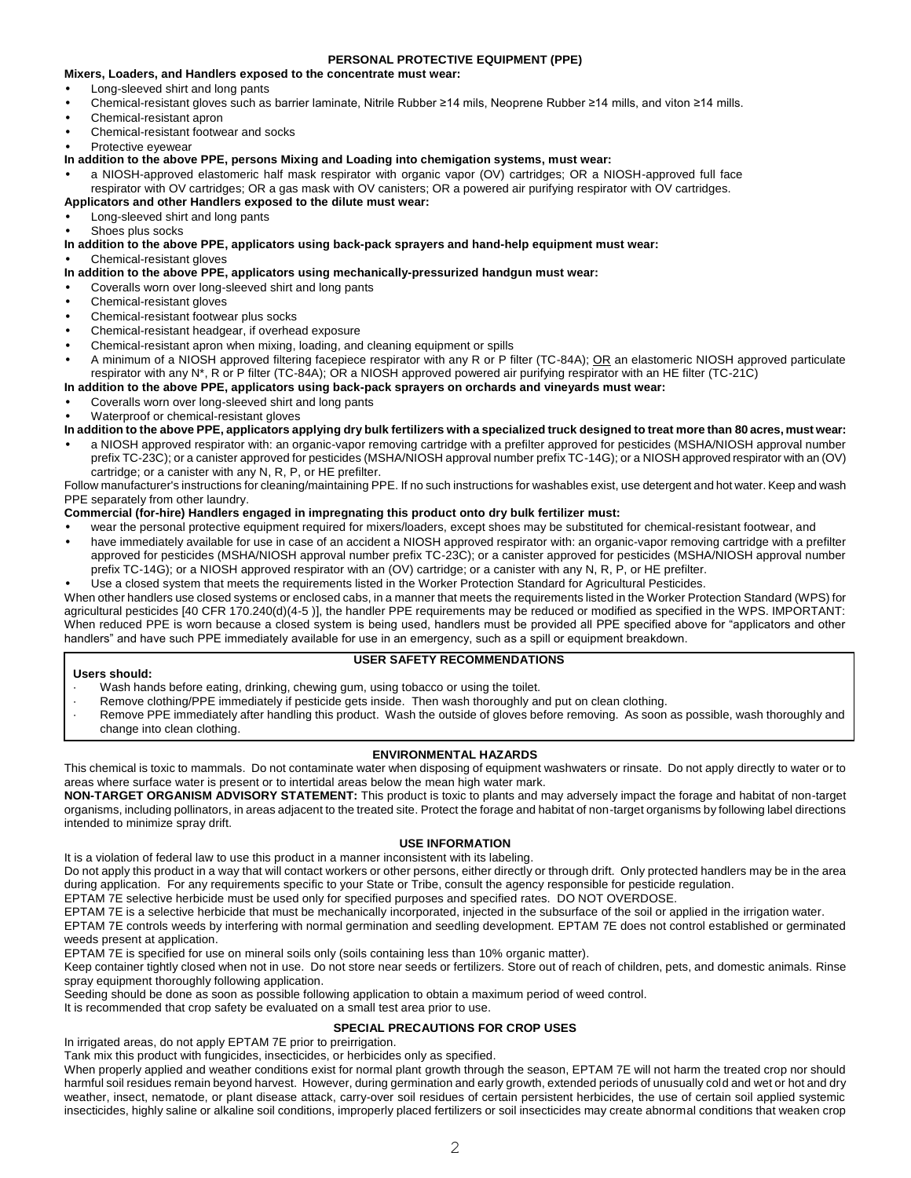## PERSONAL PROTECTIVE EQUIPMENT (PPE)

**Mixers, Loaders, and Handlers exposed to the concentrate must wear:**

- Long-sleeved shirt and long pants
- Chemical-resistant gloves such as barrier laminate, Nitrile Rubber ≥14 mils, Neoprene Rubber ≥14 mills, and viton ≥14 mills.
- Chemical-resistant apron
- Chemical-resistant footwear and socks
- Protective eyewear

**In addition to the above PPE, persons Mixing and Loading into chemigation systems, must wear:**

- a NIOSH-approved elastomeric half mask respirator with organic vapor (OV) cartridges; OR a NIOSH-approved full face respirator with OV cartridges; OR a gas mask with OV canisters; OR a powered air purifying respirator with OV cartridges.

**Applicators and other Handlers exposed to the dilute must wear:**

- Long-sleeved shirt and long pants
- Shoes plus socks

**In addition to the above PPE, applicators using back-pack sprayers and hand-help equipment must wear:**

- Chemical-resistant gloves

**In addition to the above PPE, applicators using mechanically-pressurized handgun must wear:**

- Coveralls worn over long-sleeved shirt and long pants
- Chemical-resistant gloves
- Chemical-resistant footwear plus socks
- Chemical-resistant headgear, if overhead exposure
- Chemical-resistant apron when mixing, loading, and cleaning equipment or spills
- A minimum of a NIOSH approved filtering facepiece respirator with any R or P filter (TC-84A); OR an elastomeric NIOSH approved particulate respirator with any N*, R or P filter (TC-84A); OR a NIOSH approved powered air purifying respirator with an HE filter (TC-21C)

**In addition to the above PPE, applicators using back-pack sprayers on orchards and vineyards must wear:**

- Coveralls worn over long-sleeved shirt and long pants
- Waterproof or chemical-resistant gloves

**In addition to the above PPE, applicators applying dry bulk fertilizers with a specialized truck designed to treat more than 80 acres, must wear:**

- a NIOSH approved respirator with: an organic-vapor removing cartridge with a prefilter approved for pesticides (MSHA/NIOSH approval number prefix TC-23C); or a canister approved for pesticides (MSHA/NIOSH approval number prefix TC-14G); or a NIOSH approved respirator with an (OV) cartridge; or a canister with any N, R, P, or HE prefilter.

Follow manufacturer's instructions for cleaning/maintaining PPE. If no such instructions for washables exist, use detergent and hot water. Keep and wash PPE separately from other laundry.

**Commercial (for-hire) Handlers engaged in impregnating this product onto dry bulk fertilizer must:**

- wear the personal protective equipment required for mixers/loaders, except shoes may be substituted for chemical-resistant footwear, and
- have immediately available for use in case of an accident a NIOSH approved respirator with: an organic-vapor removing cartridge with a prefilter approved for pesticides (MSHA/NIOSH approval number prefix TC-23C); or a canister approved for pesticides (MSHA/NIOSH approval number prefix TC-14G); or a NIOSH approved respirator with an (OV) cartridge; or a canister with any N, R, P, or HE prefilter.
- Use a closed system that meets the requirements listed in the Worker Protection Standard for Agricultural Pesticides.

When other handlers use closed systems or enclosed cabs, in a manner that meets the requirements listed in the Worker Protection Standard (WPS) for agricultural pesticides [40 CFR 170.240(d)(4-5 )], the handler PPE requirements may be reduced or modified as specified in the WPS. IMPORTANT: When reduced PPE is worn because a closed system is being used, handlers must be provided all PPE specified above for "applicators and other handlers" and have such PPE immediately available for use in an emergency, such as a spill or equipment breakdown.

## USER SAFETY RECOMMENDATIONS

**Users should:**

- Wash hands before eating, drinking, chewing gum, using tobacco or using the toilet.
- Remove clothing/PPE immediately if pesticide gets inside. Then wash thoroughly and put on clean clothing.
- Remove PPE immediately after handling this product. Wash the outside of gloves before removing. As soon as possible, wash thoroughly and change into clean clothing.

## ENVIRONMENTAL HAZARDS

This chemical is toxic to mammals. Do not contaminate water when disposing of equipment washwaters or rinsate. Do not apply directly to water or to areas where surface water is present or to intertidal areas below the mean high water mark.

**NON-TARGET ORGANISM ADVISORY STATEMENT:** This product is toxic to plants and may adversely impact the forage and habitat of non-target organisms, including pollinators, in areas adjacent to the treated site. Protect the forage and habitat of non-target organisms by following label directions intended to minimize spray drift.

## USE INFORMATION

It is a violation of federal law to use this product in a manner inconsistent with its labeling.

Do not apply this product in a way that will contact workers or other persons, either directly or through drift. Only protected handlers may be in the area during application. For any requirements specific to your State or Tribe, consult the agency responsible for pesticide regulation.

EPTAM 7E selective herbicide must be used only for specified purposes and specified rates. DO NOT OVERDOSE.

EPTAM 7E is a selective herbicide that must be mechanically incorporated, injected in the subsurface of the soil or applied in the irrigation water.

EPTAM 7E controls weeds by interfering with normal germination and seedling development. EPTAM 7E does not control established or germinated weeds present at application.

EPTAM 7E is specified for use on mineral soils only (soils containing less than 10% organic matter).

Keep container tightly closed when not in use. Do not store near seeds or fertilizers. Store out of reach of children, pets, and domestic animals. Rinse spray equipment thoroughly following application.

Seeding should be done as soon as possible following application to obtain a maximum period of weed control.

It is recommended that crop safety be evaluated on a small test area prior to use.

## SPECIAL PRECAUTIONS FOR CROP USES

In irrigated areas, do not apply EPTAM 7E prior to preirrigation.

Tank mix this product with fungicides, insecticides, or herbicides only as specified.

When properly applied and weather conditions exist for normal plant growth through the season, EPTAM 7E will not harm the treated crop nor should harmful soil residues remain beyond harvest. However, during germination and early growth, extended periods of unusually cold and wet or hot and dry weather, insect, nematode, or plant disease attack, carry-over soil residues of certain persistent herbicides, the use of certain soil applied systemic insecticides, highly saline or alkaline soil conditions, improperly placed fertilizers or soil insecticides may create abnormal conditions that weaken crop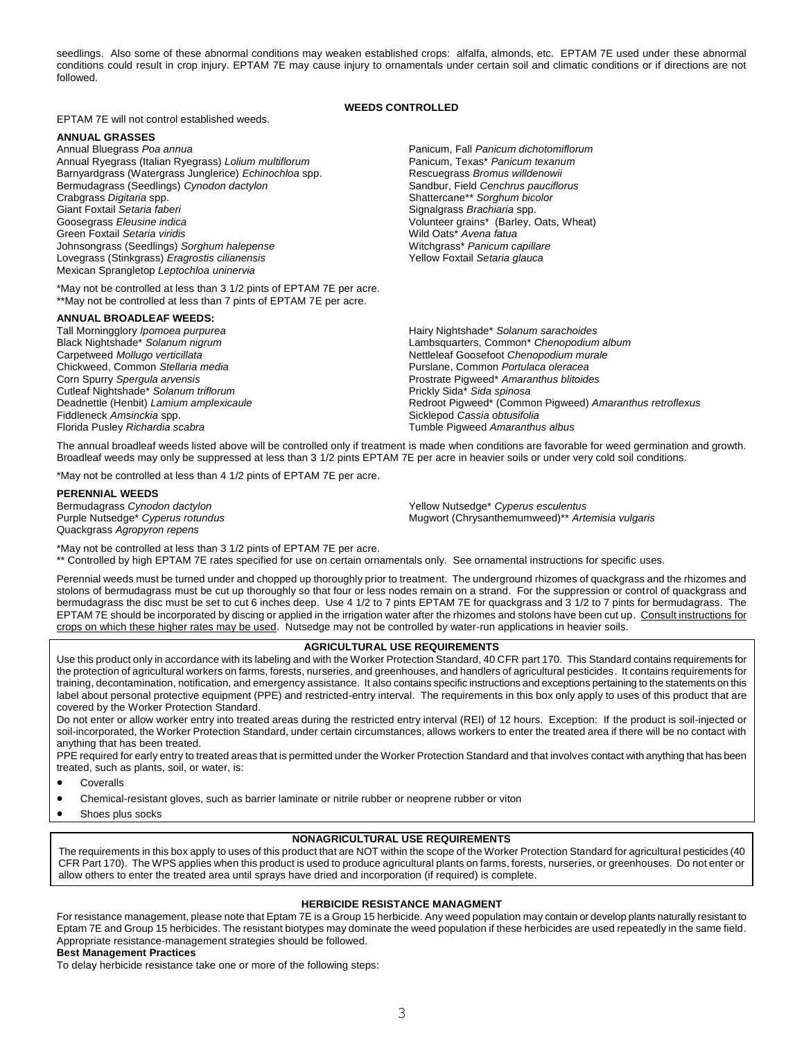seedlings. Also some of these abnormal conditions may weaken established crops: alfalfa, almonds, etc. EPTAM 7E used under these abnormal conditions could result in crop injury. EPTAM 7E may cause injury to ornamentals under certain soil and climatic conditions or if directions are not followed.

## WEEDS CONTROLLED

EPTAM 7E will not control established weeds.

### ANNUAL GRASSES

Annual Bluegrass *Poa annua*
Annual Ryegrass (Italian Ryegrass) *Lolium multiflorum*
Barnyardgrass (Watergrass Junglerice) *Echinochloa* spp.
Bermudagrass (Seedlings) *Cynodon dactylon*
Crabgrass *Digitaria* spp.
Giant Foxtail *Setaria faberi*
Goosegrass *Eleusine indica*
Green Foxtail *Setaria viridis*
Johnsongrass (Seedlings) *Sorghum halepense*
Lovegrass (Stinkgrass) *Eragrostis cilianensis*
Mexican Sprangletop *Leptochloa uninervia*
Panicum, Fall *Panicum dichotomiflorum*
Panicum, Texas* *Panicum texanum*
Rescuegrass *Bromus willdenowii*
Sandbur, Field *Cenchrus pauciflorus*
Shattercane** *Sorghum bicolor*
Signalgrass *Brachiaria* spp.
Volunteer grains* (Barley, Oats, Wheat)
Wild Oats* *Avena fatua*
Witchgrass* *Panicum capillare*
Yellow Foxtail *Setaria glauca*

*May not be controlled at less than 3 1/2 pints of EPTAM 7E per acre.
**May not be controlled at less than 7 pints of EPTAM 7E per acre.

### ANNUAL BROADLEAF WEEDS:

Tall Morningglory *Ipomoea purpurea*
Black Nightshade* *Solanum nigrum*
Carpetweed *Mollugo verticillata*
Chickweed, Common *Stellaria media*
Corn Spurry *Spergula arvensis*
Cutleaf Nightshade* *Solanum triflorum*
Deadnettle (Henbit) *Lamium amplexicaule*
Fiddleneck *Amsinckia* spp.
Florida Pusley *Richardia scabra*
Hairy Nightshade* *Solanum sarachoides*
Lambsquarters, Common* *Chenopodium album*
Nettleleaf Goosefoot *Chenopodium murale*
Purslane, Common *Portulaca oleracea*
Prostrate Pigweed* *Amaranthus blitoides*
Prickly Sida* *Sida spinosa*
Redroot Pigweed* (Common Pigweed) *Amaranthus retroflexus*
Sicklepod *Cassia obtusifolia*
Tumble Pigweed *Amaranthus albus*

The annual broadleaf weeds listed above will be controlled only if treatment is made when conditions are favorable for weed germination and growth. Broadleaf weeds may only be suppressed at less than 3 1/2 pints EPTAM 7E per acre in heavier soils or under very cold soil conditions.

*May not be controlled at less than 4 1/2 pints of EPTAM 7E per acre.

### PERENNIAL WEEDS

Bermudagrass *Cynodon dactylon*
Purple Nutsedge* *Cyperus rotundus*
Quackgrass *Agropyron repens*
Yellow Nutsedge* *Cyperus esculentus*
Mugwort (Chrysanthemumweed)** *Artemisia vulgaris*

*May not be controlled at less than 3 1/2 pints of EPTAM 7E per acre.
** Controlled by high EPTAM 7E rates specified for use on certain ornamentals only. See ornamental instructions for specific uses.

Perennial weeds must be turned under and chopped up thoroughly prior to treatment. The underground rhizomes of quackgrass and the rhizomes and stolons of bermudagrass must be cut up thoroughly so that four or less nodes remain on a strand. For the suppression or control of quackgrass and bermudagrass the disc must be set to cut 6 inches deep. Use 4 1/2 to 7 pints EPTAM 7E for quackgrass and 3 1/2 to 7 pints for bermudagrass. The EPTAM 7E should be incorporated by discing or applied in the irrigation water after the rhizomes and stolons have been cut up. Consult instructions for crops on which these higher rates may be used. Nutsedge may not be controlled by water-run applications in heavier soils.

## AGRICULTURAL USE REQUIREMENTS

Use this product only in accordance with its labeling and with the Worker Protection Standard, 40 CFR part 170. This Standard contains requirements for the protection of agricultural workers on farms, forests, nurseries, and greenhouses, and handlers of agricultural pesticides. It contains requirements for training, decontamination, notification, and emergency assistance. It also contains specific instructions and exceptions pertaining to the statements on this label about personal protective equipment (PPE) and restricted-entry interval. The requirements in this box only apply to uses of this product that are covered by the Worker Protection Standard.

Do not enter or allow worker entry into treated areas during the restricted entry interval (REI) of 12 hours. Exception: If the product is soil-injected or soil-incorporated, the Worker Protection Standard, under certain circumstances, allows workers to enter the treated area if there will be no contact with anything that has been treated.

PPE required for early entry to treated areas that is permitted under the Worker Protection Standard and that involves contact with anything that has been treated, such as plants, soil, or water, is:

- Coveralls
- Chemical-resistant gloves, such as barrier laminate or nitrile rubber or neoprene rubber or viton
- Shoes plus socks

## NONAGRICULTURAL USE REQUIREMENTS

The requirements in this box apply to uses of this product that are NOT within the scope of the Worker Protection Standard for agricultural pesticides (40 CFR Part 170). The WPS applies when this product is used to produce agricultural plants on farms, forests, nurseries, or greenhouses. Do not enter or allow others to enter the treated area until sprays have dried and incorporation (if required) is complete.

## HERBICIDE RESISTANCE MANAGMENT

For resistance management, please note that Eptam 7E is a Group 15 herbicide. Any weed population may contain or develop plants naturally resistant to Eptam 7E and Group 15 herbicides. The resistant biotypes may dominate the weed population if these herbicides are used repeatedly in the same field. Appropriate resistance-management strategies should be followed.

**Best Management Practices**

To delay herbicide resistance take one or more of the following steps: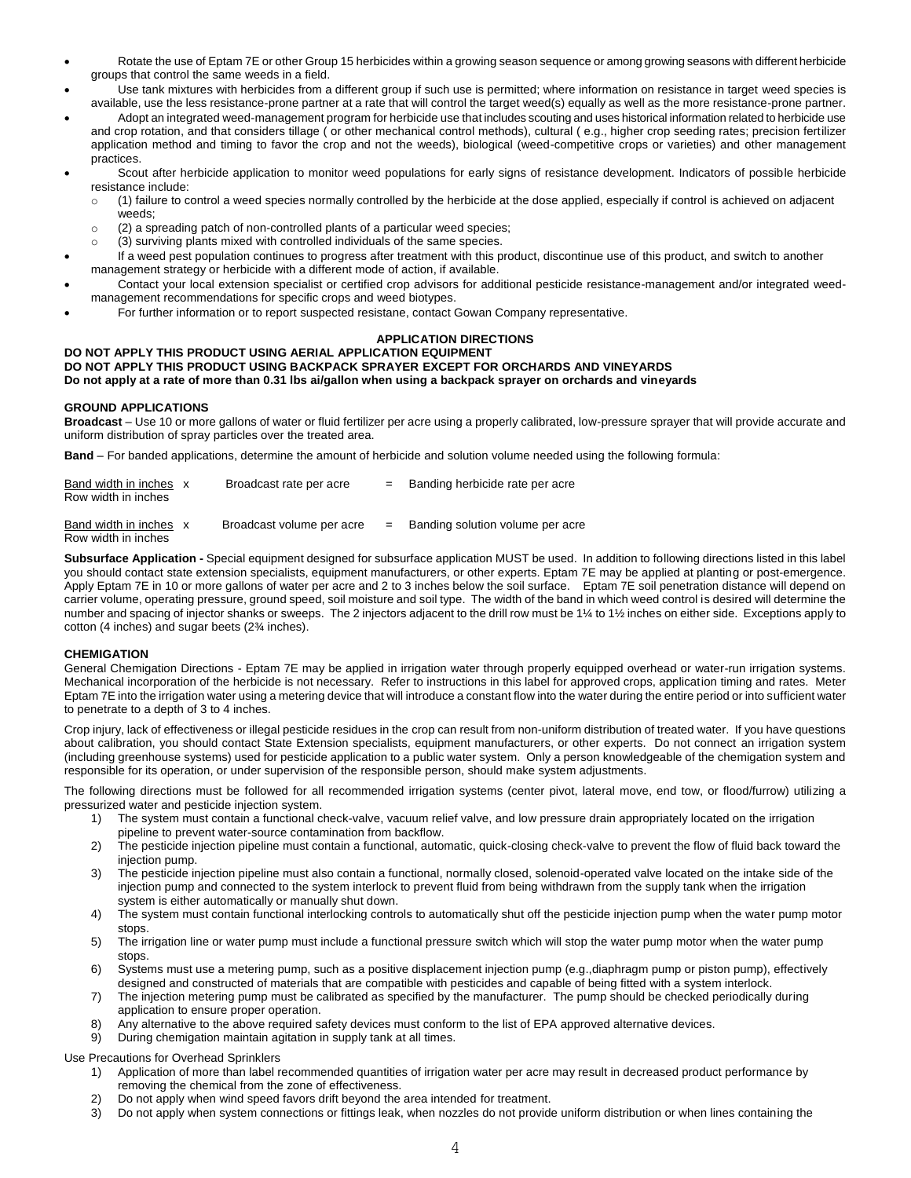- Rotate the use of Eptam 7E or other Group 15 herbicides within a growing season sequence or among growing seasons with different herbicide groups that control the same weeds in a field.
- Use tank mixtures with herbicides from a different group if such use is permitted; where information on resistance in target weed species is available, use the less resistance-prone partner at a rate that will control the target weed(s) equally as well as the more resistance-prone partner.
- Adopt an integrated weed-management program for herbicide use that includes scouting and uses historical information related to herbicide use and crop rotation, and that considers tillage ( or other mechanical control methods), cultural ( e.g., higher crop seeding rates; precision fertilizer application method and timing to favor the crop and not the weeds), biological (weed-competitive crops or varieties) and other management practices.
- Scout after herbicide application to monitor weed populations for early signs of resistance development. Indicators of possible herbicide resistance include:
  - (1) failure to control a weed species normally controlled by the herbicide at the dose applied, especially if control is achieved on adjacent weeds;
  - (2) a spreading patch of non-controlled plants of a particular weed species;
  - (3) surviving plants mixed with controlled individuals of the same species.
- If a weed pest population continues to progress after treatment with this product, discontinue use of this product, and switch to another management strategy or herbicide with a different mode of action, if available.
- Contact your local extension specialist or certified crop advisors for additional pesticide resistance-management and/or integrated weed-management recommendations for specific crops and weed biotypes.
- For further information or to report suspected resistane, contact Gowan Company representative.

**APPLICATION DIRECTIONS**

**DO NOT APPLY THIS PRODUCT USING AERIAL APPLICATION EQUIPMENT**
**DO NOT APPLY THIS PRODUCT USING BACKPACK SPRAYER EXCEPT FOR ORCHARDS AND VINEYARDS**
**Do not apply at a rate of more than 0.31 lbs ai/gallon when using a backpack sprayer on orchards and vineyards**

**GROUND APPLICATIONS**

**Broadcast** – Use 10 or more gallons of water or fluid fertilizer per acre using a properly calibrated, low-pressure sprayer that will provide accurate and uniform distribution of spray particles over the treated area.

**Band** – For banded applications, determine the amount of herbicide and solution volume needed using the following formula:

$$\frac{\text{Band width in inches}}{\text{Row width in inches}} \times \text{Broadcast rate per acre} = \text{Banding herbicide rate per acre}$$

$$\frac{\text{Band width in inches}}{\text{Row width in inches}} \times \text{Broadcast volume per acre} = \text{Banding solution volume per acre}$$

**Subsurface Application -** Special equipment designed for subsurface application MUST be used. In addition to following directions listed in this label you should contact state extension specialists, equipment manufacturers, or other experts. Eptam 7E may be applied at planting or post-emergence. Apply Eptam 7E in 10 or more gallons of water per acre and 2 to 3 inches below the soil surface. Eptam 7E soil penetration distance will depend on carrier volume, operating pressure, ground speed, soil moisture and soil type. The width of the band in which weed control is desired will determine the number and spacing of injector shanks or sweeps. The 2 injectors adjacent to the drill row must be 1¼ to 1½ inches on either side. Exceptions apply to cotton (4 inches) and sugar beets (2¾ inches).

**CHEMIGATION**

General Chemigation Directions - Eptam 7E may be applied in irrigation water through properly equipped overhead or water-run irrigation systems. Mechanical incorporation of the herbicide is not necessary. Refer to instructions in this label for approved crops, application timing and rates. Meter Eptam 7E into the irrigation water using a metering device that will introduce a constant flow into the water during the entire period or into sufficient water to penetrate to a depth of 3 to 4 inches.

Crop injury, lack of effectiveness or illegal pesticide residues in the crop can result from non-uniform distribution of treated water. If you have questions about calibration, you should contact State Extension specialists, equipment manufacturers, or other experts. Do not connect an irrigation system (including greenhouse systems) used for pesticide application to a public water system. Only a person knowledgeable of the chemigation system and responsible for its operation, or under supervision of the responsible person, should make system adjustments.

The following directions must be followed for all recommended irrigation systems (center pivot, lateral move, end tow, or flood/furrow) utilizing a pressurized water and pesticide injection system.

1) The system must contain a functional check-valve, vacuum relief valve, and low pressure drain appropriately located on the irrigation pipeline to prevent water-source contamination from backflow.
2) The pesticide injection pipeline must contain a functional, automatic, quick-closing check-valve to prevent the flow of fluid back toward the injection pump.
3) The pesticide injection pipeline must also contain a functional, normally closed, solenoid-operated valve located on the intake side of the injection pump and connected to the system interlock to prevent fluid from being withdrawn from the supply tank when the irrigation system is either automatically or manually shut down.
4) The system must contain functional interlocking controls to automatically shut off the pesticide injection pump when the water pump motor stops.
5) The irrigation line or water pump must include a functional pressure switch which will stop the water pump motor when the water pump stops.
6) Systems must use a metering pump, such as a positive displacement injection pump (e.g.,diaphragm pump or piston pump), effectively designed and constructed of materials that are compatible with pesticides and capable of being fitted with a system interlock.
7) The injection metering pump must be calibrated as specified by the manufacturer. The pump should be checked periodically during application to ensure proper operation.
8) Any alternative to the above required safety devices must conform to the list of EPA approved alternative devices.
9) During chemigation maintain agitation in supply tank at all times.

Use Precautions for Overhead Sprinklers

1) Application of more than label recommended quantities of irrigation water per acre may result in decreased product performance by removing the chemical from the zone of effectiveness.
2) Do not apply when wind speed favors drift beyond the area intended for treatment.
3) Do not apply when system connections or fittings leak, when nozzles do not provide uniform distribution or when lines containing the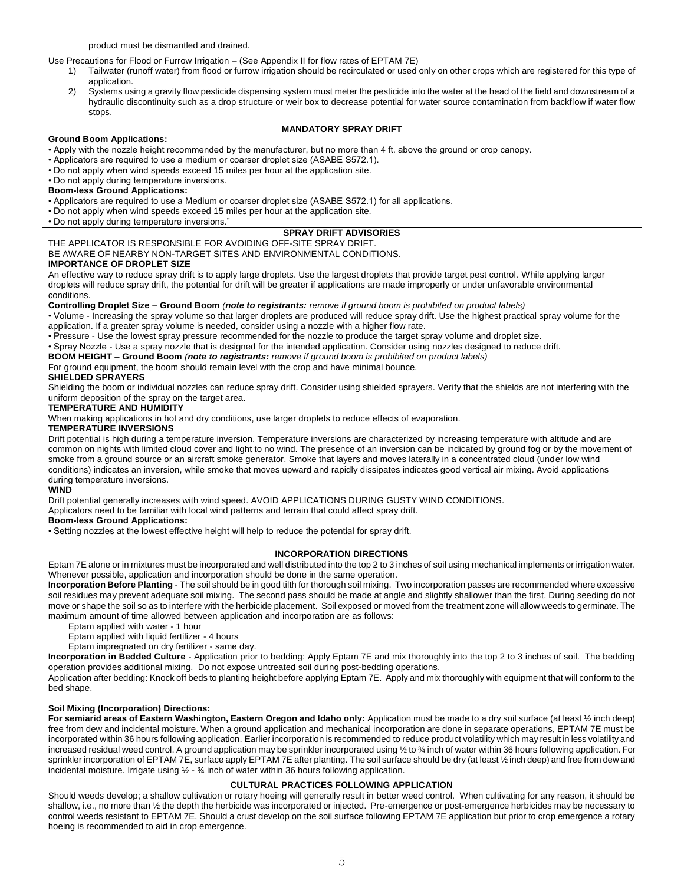product must be dismantled and drained.

Use Precautions for Flood or Furrow Irrigation – (See Appendix II for flow rates of EPTAM 7E)

1) Tailwater (runoff water) from flood or furrow irrigation should be recirculated or used only on other crops which are registered for this type of application.
2) Systems using a gravity flow pesticide dispensing system must meter the pesticide into the water at the head of the field and downstream of a hydraulic discontinuity such as a drop structure or weir box to decrease potential for water source contamination from backflow if water flow stops.

**MANDATORY SPRAY DRIFT**

**Ground Boom Applications:**

- Apply with the nozzle height recommended by the manufacturer, but no more than 4 ft. above the ground or crop canopy.
- Applicators are required to use a medium or coarser droplet size (ASABE S572.1).
- Do not apply when wind speeds exceed 15 miles per hour at the application site.
- Do not apply during temperature inversions.

**Boom-less Ground Applications:**

- Applicators are required to use a Medium or coarser droplet size (ASABE S572.1) for all applications.
- Do not apply when wind speeds exceed 15 miles per hour at the application site.
- Do not apply during temperature inversions."

**SPRAY DRIFT ADVISORIES**

THE APPLICATOR IS RESPONSIBLE FOR AVOIDING OFF-SITE SPRAY DRIFT.
BE AWARE OF NEARBY NON-TARGET SITES AND ENVIRONMENTAL CONDITIONS.

**IMPORTANCE OF DROPLET SIZE**

An effective way to reduce spray drift is to apply large droplets. Use the largest droplets that provide target pest control. While applying larger droplets will reduce spray drift, the potential for drift will be greater if applications are made improperly or under unfavorable environmental conditions.

**Controlling Droplet Size – Ground Boom** *(**note to registrants:** remove if ground boom is prohibited on product labels)*

- Volume - Increasing the spray volume so that larger droplets are produced will reduce spray drift. Use the highest practical spray volume for the application. If a greater spray volume is needed, consider using a nozzle with a higher flow rate.
- Pressure - Use the lowest spray pressure recommended for the nozzle to produce the target spray volume and droplet size.
- Spray Nozzle - Use a spray nozzle that is designed for the intended application. Consider using nozzles designed to reduce drift.

**BOOM HEIGHT – Ground Boom** *(**note to registrants:** remove if ground boom is prohibited on product labels)*

For ground equipment, the boom should remain level with the crop and have minimal bounce.

**SHIELDED SPRAYERS**

Shielding the boom or individual nozzles can reduce spray drift. Consider using shielded sprayers. Verify that the shields are not interfering with the uniform deposition of the spray on the target area.

**TEMPERATURE AND HUMIDITY**

When making applications in hot and dry conditions, use larger droplets to reduce effects of evaporation.

**TEMPERATURE INVERSIONS**

Drift potential is high during a temperature inversion. Temperature inversions are characterized by increasing temperature with altitude and are common on nights with limited cloud cover and light to no wind. The presence of an inversion can be indicated by ground fog or by the movement of smoke from a ground source or an aircraft smoke generator. Smoke that layers and moves laterally in a concentrated cloud (under low wind conditions) indicates an inversion, while smoke that moves upward and rapidly dissipates indicates good vertical air mixing. Avoid applications during temperature inversions.

**WIND**

Drift potential generally increases with wind speed. AVOID APPLICATIONS DURING GUSTY WIND CONDITIONS.
Applicators need to be familiar with local wind patterns and terrain that could affect spray drift.

**Boom-less Ground Applications:**

- Setting nozzles at the lowest effective height will help to reduce the potential for spray drift.

**INCORPORATION DIRECTIONS**

Eptam 7E alone or in mixtures must be incorporated and well distributed into the top 2 to 3 inches of soil using mechanical implements or irrigation water. Whenever possible, application and incorporation should be done in the same operation.

**Incorporation Before Planting** - The soil should be in good tilth for thorough soil mixing. Two incorporation passes are recommended where excessive soil residues may prevent adequate soil mixing. The second pass should be made at angle and slightly shallower than the first. During seeding do not move or shape the soil so as to interfere with the herbicide placement. Soil exposed or moved from the treatment zone will allow weeds to germinate. The maximum amount of time allowed between application and incorporation are as follows:

Eptam applied with water - 1 hour
Eptam applied with liquid fertilizer - 4 hours
Eptam impregnated on dry fertilizer - same day.

**Incorporation in Bedded Culture** - Application prior to bedding: Apply Eptam 7E and mix thoroughly into the top 2 to 3 inches of soil. The bedding operation provides additional mixing. Do not expose untreated soil during post-bedding operations.

Application after bedding: Knock off beds to planting height before applying Eptam 7E. Apply and mix thoroughly with equipment that will conform to the bed shape.

**Soil Mixing (Incorporation) Directions:**

**For semiarid areas of Eastern Washington, Eastern Oregon and Idaho only:** Application must be made to a dry soil surface (at least ½ inch deep) free from dew and incidental moisture. When a ground application and mechanical incorporation are done in separate operations, EPTAM 7E must be incorporated within 36 hours following application. Earlier incorporation is recommended to reduce product volatility which may result in less volatility and increased residual weed control. A ground application may be sprinkler incorporated using ½ to ¾ inch of water within 36 hours following application. For sprinkler incorporation of EPTAM 7E, surface apply EPTAM 7E after planting. The soil surface should be dry (at least ½ inch deep) and free from dew and incidental moisture. Irrigate using ½ - ¾ inch of water within 36 hours following application.

**CULTURAL PRACTICES FOLLOWING APPLICATION**

Should weeds develop; a shallow cultivation or rotary hoeing will generally result in better weed control. When cultivating for any reason, it should be shallow, i.e., no more than ½ the depth the herbicide was incorporated or injected. Pre-emergence or post-emergence herbicides may be necessary to control weeds resistant to EPTAM 7E. Should a crust develop on the soil surface following EPTAM 7E application but prior to crop emergence a rotary hoeing is recommended to aid in crop emergence.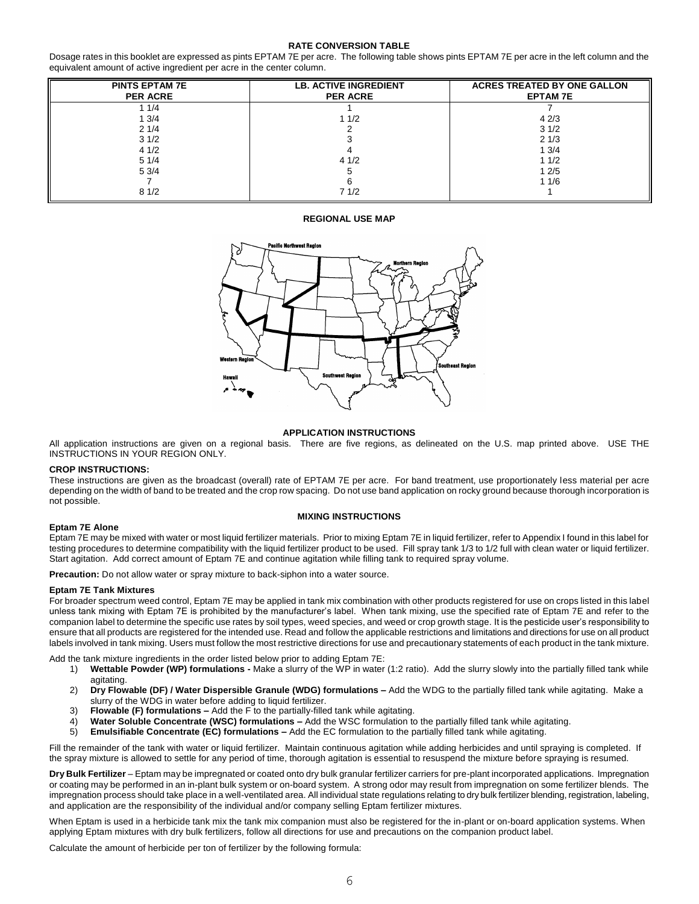## RATE CONVERSION TABLE

Dosage rates in this booklet are expressed as pints EPTAM 7E per acre. The following table shows pints EPTAM 7E per acre in the left column and the equivalent amount of active ingredient per acre in the center column.

| PINTS EPTAM 7E PER ACRE | LB. ACTIVE INGREDIENT PER ACRE | ACRES TREATED BY ONE GALLON EPTAM 7E |
|---|---|---|
| 1 1/4 | 1 | 7 |
| 1 3/4 | 1 1/2 | 4 2/3 |
| 2 1/4 | 2 | 3 1/2 |
| 3 1/2 | 3 | 2 1/3 |
| 4 1/2 | 4 | 1 3/4 |
| 5 1/4 | 4 1/2 | 1 1/2 |
| 5 3/4 | 5 | 1 2/5 |
| 7 | 6 | 1 1/6 |
| 8 1/2 | 7 1/2 | 1 |

## REGIONAL USE MAP

Pacific Northwest Region

Northern Region

Western Region

Hawaii

Southwest Region

Southeast Region

## APPLICATION INSTRUCTIONS

All application instructions are given on a regional basis. There are five regions, as delineated on the U.S. map printed above. USE THE INSTRUCTIONS IN YOUR REGION ONLY.

**CROP INSTRUCTIONS:**

These instructions are given as the broadcast (overall) rate of EPTAM 7E per acre. For band treatment, use proportionately less material per acre depending on the width of band to be treated and the crop row spacing. Do not use band application on rocky ground because thorough incorporation is not possible.

## MIXING INSTRUCTIONS

**Eptam 7E Alone**

Eptam 7E may be mixed with water or most liquid fertilizer materials. Prior to mixing Eptam 7E in liquid fertilizer, refer to Appendix I found in this label for testing procedures to determine compatibility with the liquid fertilizer product to be used. Fill spray tank 1/3 to 1/2 full with clean water or liquid fertilizer. Start agitation. Add correct amount of Eptam 7E and continue agitation while filling tank to required spray volume.

**Precaution:** Do not allow water or spray mixture to back-siphon into a water source.

**Eptam 7E Tank Mixtures**

For broader spectrum weed control, Eptam 7E may be applied in tank mix combination with other products registered for use on crops listed in this label unless tank mixing with Eptam 7E is prohibited by the manufacturer's label. When tank mixing, use the specified rate of Eptam 7E and refer to the companion label to determine the specific use rates by soil types, weed species, and weed or crop growth stage. It is the pesticide user's responsibility to ensure that all products are registered for the intended use. Read and follow the applicable restrictions and limitations and directions for use on all product labels involved in tank mixing. Users must follow the most restrictive directions for use and precautionary statements of each product in the tank mixture.

Add the tank mixture ingredients in the order listed below prior to adding Eptam 7E:

1) **Wettable Powder (WP) formulations -** Make a slurry of the WP in water (1:2 ratio). Add the slurry slowly into the partially filled tank while agitating.
2) **Dry Flowable (DF) / Water Dispersible Granule (WDG) formulations –** Add the WDG to the partially filled tank while agitating. Make a slurry of the WDG in water before adding to liquid fertilizer.
3) **Flowable (F) formulations –** Add the F to the partially-filled tank while agitating.
4) **Water Soluble Concentrate (WSC) formulations –** Add the WSC formulation to the partially filled tank while agitating.
5) **Emulsifiable Concentrate (EC) formulations –** Add the EC formulation to the partially filled tank while agitating.

Fill the remainder of the tank with water or liquid fertilizer. Maintain continuous agitation while adding herbicides and until spraying is completed. If the spray mixture is allowed to settle for any period of time, thorough agitation is essential to resuspend the mixture before spraying is resumed.

**Dry Bulk Fertilizer** – Eptam may be impregnated or coated onto dry bulk granular fertilizer carriers for pre-plant incorporated applications. Impregnation or coating may be performed in an in-plant bulk system or on-board system. A strong odor may result from impregnation on some fertilizer blends. The impregnation process should take place in a well-ventilated area. All individual state regulations relating to dry bulk fertilizer blending, registration, labeling, and application are the responsibility of the individual and/or company selling Eptam fertilizer mixtures.

When Eptam is used in a herbicide tank mix the tank mix companion must also be registered for the in-plant or on-board application systems. When applying Eptam mixtures with dry bulk fertilizers, follow all directions for use and precautions on the companion product label.

Calculate the amount of herbicide per ton of fertilizer by the following formula: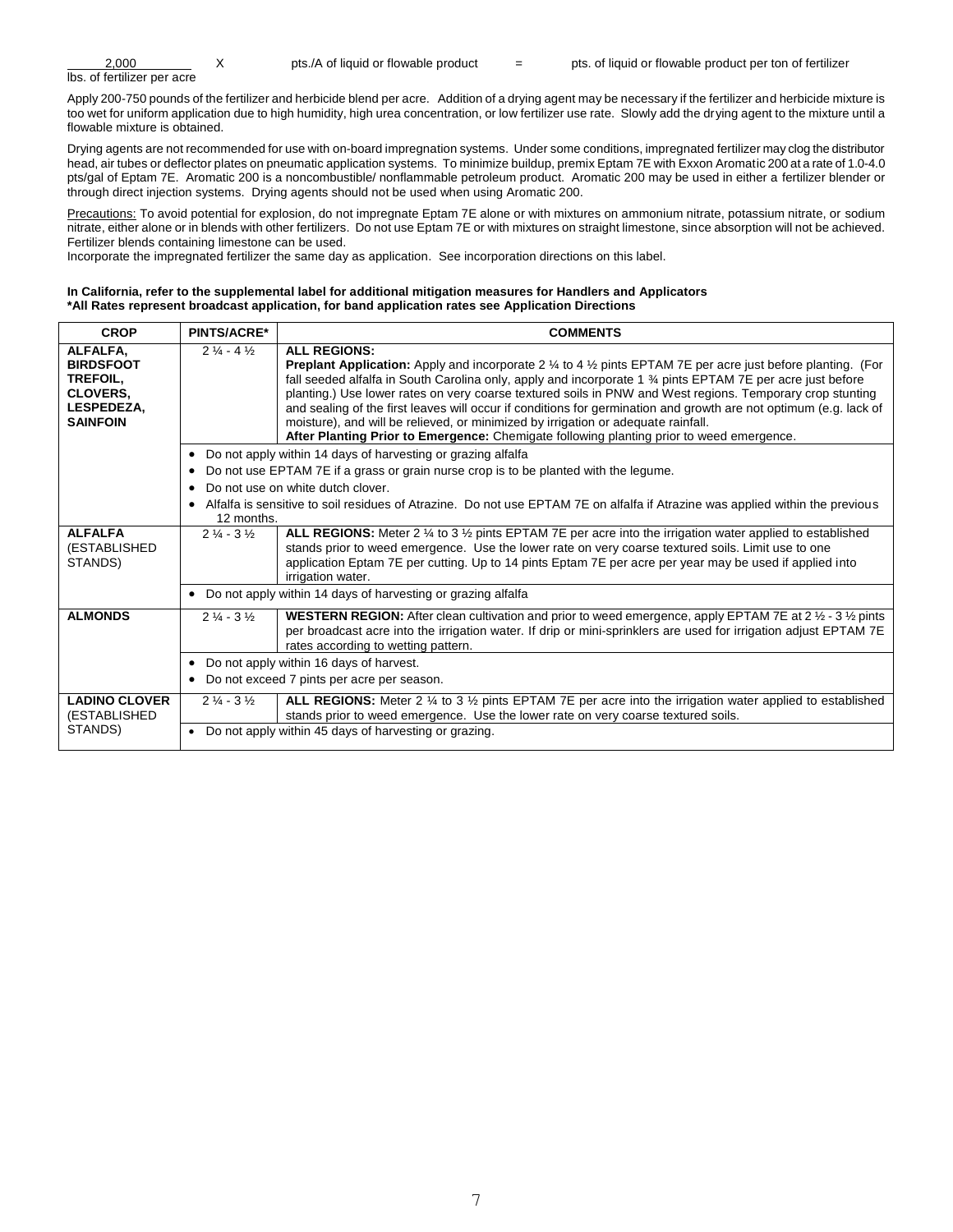$\frac{2,000}{\text{lbs. of fertilizer per acre}}$ X pts./A of liquid or flowable product = pts. of liquid or flowable product per ton of fertilizer

Apply 200-750 pounds of the fertilizer and herbicide blend per acre. Addition of a drying agent may be necessary if the fertilizer and herbicide mixture is too wet for uniform application due to high humidity, high urea concentration, or low fertilizer use rate. Slowly add the drying agent to the mixture until a flowable mixture is obtained.

Drying agents are not recommended for use with on-board impregnation systems. Under some conditions, impregnated fertilizer may clog the distributor head, air tubes or deflector plates on pneumatic application systems. To minimize buildup, premix Eptam 7E with Exxon Aromatic 200 at a rate of 1.0-4.0 pts/gal of Eptam 7E. Aromatic 200 is a noncombustible/ nonflammable petroleum product. Aromatic 200 may be used in either a fertilizer blender or through direct injection systems. Drying agents should not be used when using Aromatic 200.

Precautions: To avoid potential for explosion, do not impregnate Eptam 7E alone or with mixtures on ammonium nitrate, potassium nitrate, or sodium nitrate, either alone or in blends with other fertilizers. Do not use Eptam 7E or with mixtures on straight limestone, since absorption will not be achieved. Fertilizer blends containing limestone can be used.
Incorporate the impregnated fertilizer the same day as application. See incorporation directions on this label.

**In California, refer to the supplemental label for additional mitigation measures for Handlers and Applicators**
**\*All Rates represent broadcast application, for band application rates see Application Directions**

| CROP | PINTS/ACRE* | COMMENTS |
|---|---|---|
| **ALFALFA, BIRDSFOOT TREFOIL, CLOVERS, LESPEDEZA, SAINFOIN** | 2 ¼ - 4 ½ | **ALL REGIONS:** **Preplant Application:** Apply and incorporate 2 ¼ to 4 ½ pints EPTAM 7E per acre just before planting. (For fall seeded alfalfa in South Carolina only, apply and incorporate 1 ¾ pints EPTAM 7E per acre just before planting.) Use lower rates on very coarse textured soils in PNW and West regions. Temporary crop stunting and sealing of the first leaves will occur if conditions for germination and growth are not optimum (e.g. lack of moisture), and will be relieved, or minimized by irrigation or adequate rainfall. **After Planting Prior to Emergence:** Chemigate following planting prior to weed emergence. |
| | • Do not apply within 14 days of harvesting or grazing alfalfa<br>• Do not use EPTAM 7E if a grass or grain nurse crop is to be planted with the legume.<br>• Do not use on white dutch clover.<br>• Alfalfa is sensitive to soil residues of Atrazine. Do not use EPTAM 7E on alfalfa if Atrazine was applied within the previous 12 months. | |
| **ALFALFA** (ESTABLISHED STANDS) | 2 ¼ - 3 ½ | **ALL REGIONS:** Meter 2 ¼ to 3 ½ pints EPTAM 7E per acre into the irrigation water applied to established stands prior to weed emergence. Use the lower rate on very coarse textured soils. Limit use to one application Eptam 7E per cutting. Up to 14 pints Eptam 7E per acre per year may be used if applied into irrigation water. |
| | • Do not apply within 14 days of harvesting or grazing alfalfa | |
| **ALMONDS** | 2 ¼ - 3 ½ | **WESTERN REGION:** After clean cultivation and prior to weed emergence, apply EPTAM 7E at 2 ½ - 3 ½ pints per broadcast acre into the irrigation water. If drip or mini-sprinklers are used for irrigation adjust EPTAM 7E rates according to wetting pattern. |
| | • Do not apply within 16 days of harvest.<br>• Do not exceed 7 pints per acre per season. | |
| **LADINO CLOVER** (ESTABLISHED STANDS) | 2 ¼ - 3 ½ | **ALL REGIONS:** Meter 2 ¼ to 3 ½ pints EPTAM 7E per acre into the irrigation water applied to established stands prior to weed emergence. Use the lower rate on very coarse textured soils. |
| | • Do not apply within 45 days of harvesting or grazing. | |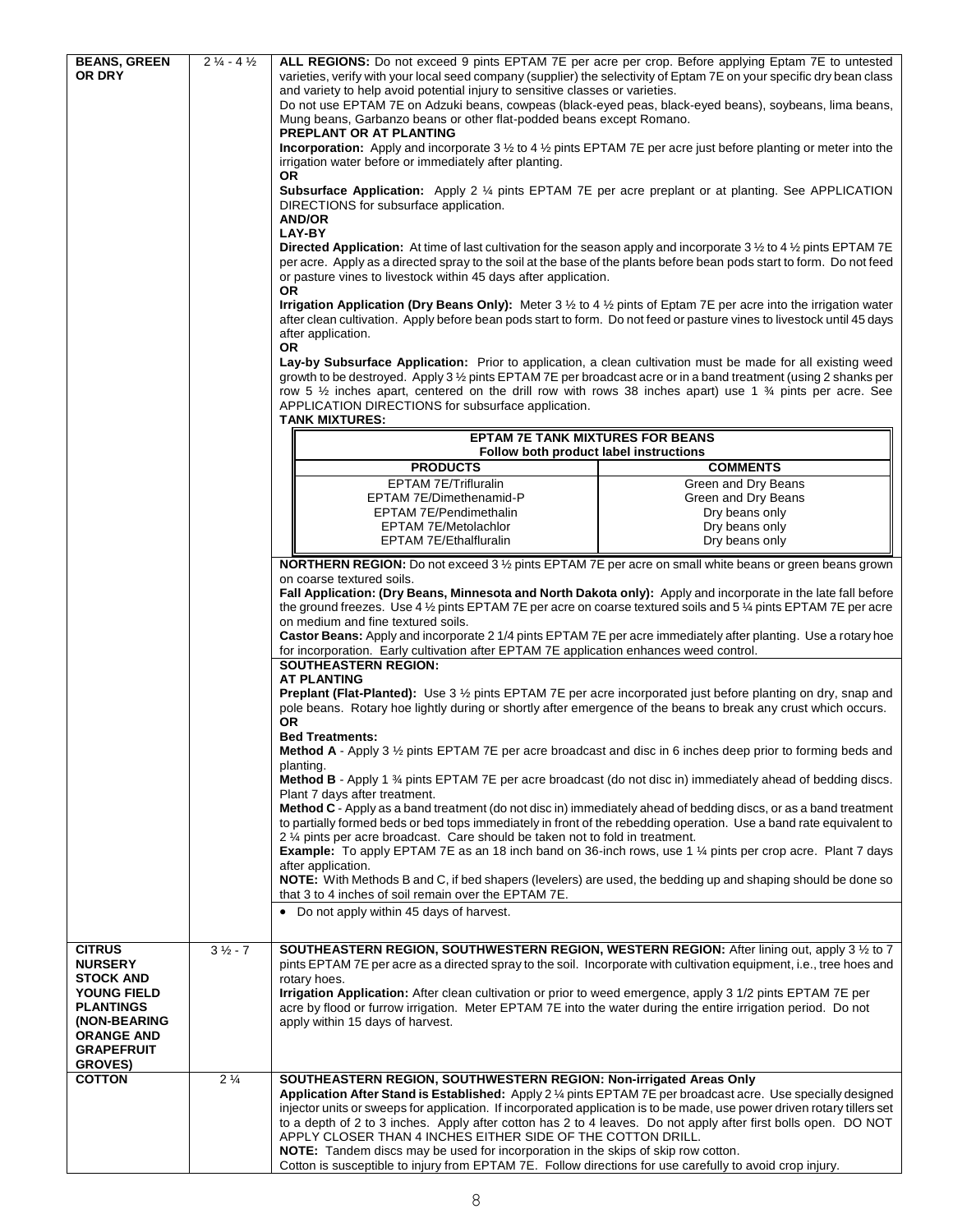| CROP | PINTS PER ACRE | DIRECTIONS |
|---|---|---|
| **BEANS, GREEN OR DRY** | 2 ¼ - 4 ½ | **ALL REGIONS:** Do not exceed 9 pints EPTAM 7E per acre per crop. Before applying Eptam 7E to untested varieties, verify with your local seed company (supplier) the selectivity of Eptam 7E on your specific dry bean class and variety to help avoid potential injury to sensitive classes or varieties. Do not use EPTAM 7E on Adzuki beans, cowpeas (black-eyed peas, black-eyed beans), soybeans, lima beans, Mung beans, Garbanzo beans or other flat-podded beans except Romano.<br>**PREPLANT OR AT PLANTING**<br>**Incorporation:** Apply and incorporate 3 ½ to 4 ½ pints EPTAM 7E per acre just before planting or meter into the irrigation water before or immediately after planting.<br>**OR**<br>**Subsurface Application:** Apply 2 ¼ pints EPTAM 7E per acre preplant or at planting. See APPLICATION DIRECTIONS for subsurface application.<br>**AND/OR**<br>**LAY-BY**<br>**Directed Application:** At time of last cultivation for the season apply and incorporate 3 ½ to 4 ½ pints EPTAM 7E per acre. Apply as a directed spray to the soil at the base of the plants before bean pods start to form. Do not feed or pasture vines to livestock within 45 days after application.<br>**OR**<br>**Irrigation Application (Dry Beans Only):** Meter 3 ½ to 4 ½ pints of Eptam 7E per acre into the irrigation water after clean cultivation. Apply before bean pods start to form. Do not feed or pasture vines to livestock until 45 days after application.<br>**OR**<br>**Lay-by Subsurface Application:** Prior to application, a clean cultivation must be made for all existing weed growth to be destroyed. Apply 3 ½ pints EPTAM 7E per broadcast acre or in a band treatment (using 2 shanks per row 5 ½ inches apart, centered on the drill row with rows 38 inches apart) use 1 ¾ pints per acre. See APPLICATION DIRECTIONS for subsurface application.<br>**TANK MIXTURES:**<br>**EPTAM 7E TANK MIXTURES FOR BEANS** — **Follow both product label instructions**<br>EPTAM 7E/Trifluralin — Green and Dry Beans<br>EPTAM 7E/Dimethenamid-P — Green and Dry Beans<br>EPTAM 7E/Pendimethalin — Dry beans only<br>EPTAM 7E/Metolachlor — Dry beans only<br>EPTAM 7E/Ethalfluralin — Dry beans only |
| | | **NORTHERN REGION:** Do not exceed 3 ½ pints EPTAM 7E per acre on small white beans or green beans grown on coarse textured soils.<br>**Fall Application: (Dry Beans, Minnesota and North Dakota only):** Apply and incorporate in the late fall before the ground freezes. Use 4 ½ pints EPTAM 7E per acre on coarse textured soils and 5 ¼ pints EPTAM 7E per acre on medium and fine textured soils.<br>**Castor Beans:** Apply and incorporate 2 1/4 pints EPTAM 7E per acre immediately after planting. Use a rotary hoe for incorporation. Early cultivation after EPTAM 7E application enhances weed control. |
| | | **SOUTHEASTERN REGION:**<br>**AT PLANTING**<br>**Preplant (Flat-Planted):** Use 3 ½ pints EPTAM 7E per acre incorporated just before planting on dry, snap and pole beans. Rotary hoe lightly during or shortly after emergence of the beans to break any crust which occurs.<br>**OR**<br>**Bed Treatments:**<br>**Method A** - Apply 3 ½ pints EPTAM 7E per acre broadcast and disc in 6 inches deep prior to forming beds and planting.<br>**Method B** - Apply 1 ¾ pints EPTAM 7E per acre broadcast (do not disc in) immediately ahead of bedding discs. Plant 7 days after treatment.<br>**Method C** - Apply as a band treatment (do not disc in) immediately ahead of bedding discs, or as a band treatment to partially formed beds or bed tops immediately in front of the rebedding operation. Use a band rate equivalent to 2 ¼ pints per acre broadcast. Care should be taken not to fold in treatment.<br>**Example:** To apply EPTAM 7E as an 18 inch band on 36-inch rows, use 1 ¼ pints per crop acre. Plant 7 days after application.<br>**NOTE:** With Methods B and C, if bed shapers (levelers) are used, the bedding up and shaping should be done so that 3 to 4 inches of soil remain over the EPTAM 7E. |
| | | • Do not apply within 45 days of harvest. |
| **CITRUS NURSERY STOCK AND YOUNG FIELD PLANTINGS (NON-BEARING ORANGE AND GRAPEFRUIT GROVES)** | 3 ½ - 7 | **SOUTHEASTERN REGION, SOUTHWESTERN REGION, WESTERN REGION:** After lining out, apply 3 ½ to 7 pints EPTAM 7E per acre as a directed spray to the soil. Incorporate with cultivation equipment, i.e., tree hoes and rotary hoes.<br>**Irrigation Application:** After clean cultivation or prior to weed emergence, apply 3 1/2 pints EPTAM 7E per acre by flood or furrow irrigation. Meter EPTAM 7E into the water during the entire irrigation period. Do not apply within 15 days of harvest. |
| **COTTON** | 2 ¼ | **SOUTHEASTERN REGION, SOUTHWESTERN REGION: Non-irrigated Areas Only**<br>**Application After Stand is Established:** Apply 2 ¼ pints EPTAM 7E per broadcast acre. Use specially designed injector units or sweeps for application. If incorporated application is to be made, use power driven rotary tillers set to a depth of 2 to 3 inches. Apply after cotton has 2 to 4 leaves. Do not apply after first bolls open. DO NOT APPLY CLOSER THAN 4 INCHES EITHER SIDE OF THE COTTON DRILL.<br>**NOTE:** Tandem discs may be used for incorporation in the skips of skip row cotton.<br>Cotton is susceptible to injury from EPTAM 7E. Follow directions for use carefully to avoid crop injury. |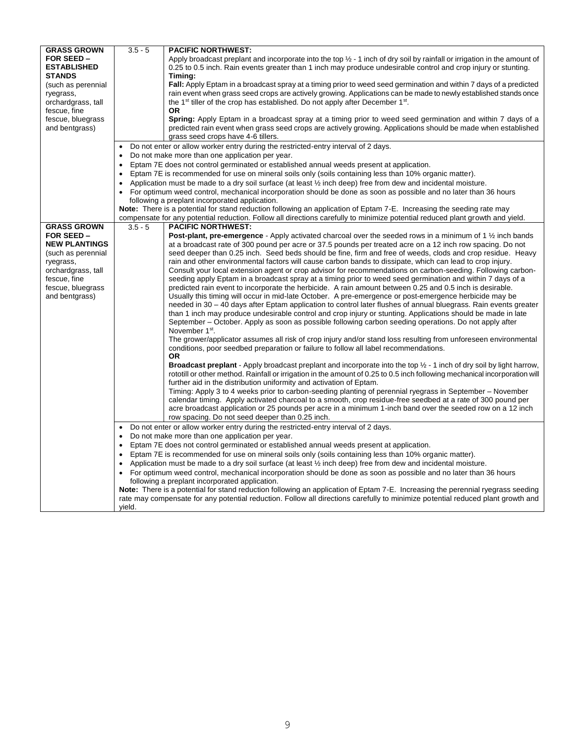| | | |
|---|---|---|
| **GRASS GROWN FOR SEED – ESTABLISHED STANDS** (such as perennial ryegrass, orchardgrass, tall fescue, fine fescue, bluegrass and bentgrass) | 3.5 - 5 | **PACIFIC NORTHWEST:**<br>Apply broadcast preplant and incorporate into the top ½ - 1 inch of dry soil by rainfall or irrigation in the amount of 0.25 to 0.5 inch. Rain events greater than 1 inch may produce undesirable control and crop injury or stunting.<br>**Timing:**<br>**Fall:** Apply Eptam in a broadcast spray at a timing prior to weed seed germination and within 7 days of a predicted rain event when grass seed crops are actively growing. Applications can be made to newly established stands once the 1st tiller of the crop has established. Do not apply after December 1st.<br>**OR**<br>**Spring:** Apply Eptam in a broadcast spray at a timing prior to weed seed germination and within 7 days of a predicted rain event when grass seed crops are actively growing. Applications should be made when established grass seed crops have 4-6 tillers. |
| | • Do not enter or allow worker entry during the restricted-entry interval of 2 days.<br>• Do not make more than one application per year.<br>• Eptam 7E does not control germinated or established annual weeds present at application.<br>• Eptam 7E is recommended for use on mineral soils only (soils containing less than 10% organic matter).<br>• Application must be made to a dry soil surface (at least ½ inch deep) free from dew and incidental moisture.<br>• For optimum weed control, mechanical incorporation should be done as soon as possible and no later than 36 hours following a preplant incorporated application.<br>**Note:** There is a potential for stand reduction following an application of Eptam 7-E. Increasing the seeding rate may compensate for any potential reduction. Follow all directions carefully to minimize potential reduced plant growth and yield. | |
| **GRASS GROWN FOR SEED – NEW PLANTINGS** (such as perennial ryegrass, orchardgrass, tall fescue, fine fescue, bluegrass and bentgrass) | 3.5 - 5 | **PACIFIC NORTHWEST:**<br>**Post-plant, pre-emergence** - Apply activated charcoal over the seeded rows in a minimum of 1 ½ inch bands at a broadcast rate of 300 pound per acre or 37.5 pounds per treated acre on a 12 inch row spacing. Do not seed deeper than 0.25 inch. Seed beds should be fine, firm and free of weeds, clods and crop residue. Heavy rain and other environmental factors will cause carbon bands to dissipate, which can lead to crop injury. Consult your local extension agent or crop advisor for recommendations on carbon-seeding. Following carbon-seeding apply Eptam in a broadcast spray at a timing prior to weed seed germination and within 7 days of a predicted rain event to incorporate the herbicide. A rain amount between 0.25 and 0.5 inch is desirable. Usually this timing will occur in mid-late October. A pre-emergence or post-emergence herbicide may be needed in 30 – 40 days after Eptam application to control later flushes of annual bluegrass. Rain events greater than 1 inch may produce undesirable control and crop injury or stunting. Applications should be made in late September – October. Apply as soon as possible following carbon seeding operations. Do not apply after November 1st.<br>The grower/applicator assumes all risk of crop injury and/or stand loss resulting from unforeseen environmental conditions, poor seedbed preparation or failure to follow all label recommendations.<br>**OR**<br>**Broadcast preplant** - Apply broadcast preplant and incorporate into the top ½ - 1 inch of dry soil by light harrow, rototill or other method. Rainfall or irrigation in the amount of 0.25 to 0.5 inch following mechanical incorporation will further aid in the distribution uniformity and activation of Eptam.<br>Timing: Apply 3 to 4 weeks prior to carbon-seeding planting of perennial ryegrass in September – November calendar timing. Apply activated charcoal to a smooth, crop residue-free seedbed at a rate of 300 pound per acre broadcast application or 25 pounds per acre in a minimum 1-inch band over the seeded row on a 12 inch row spacing. Do not seed deeper than 0.25 inch. |
| | • Do not enter or allow worker entry during the restricted-entry interval of 2 days.<br>• Do not make more than one application per year.<br>• Eptam 7E does not control germinated or established annual weeds present at application.<br>• Eptam 7E is recommended for use on mineral soils only (soils containing less than 10% organic matter).<br>• Application must be made to a dry soil surface (at least ½ inch deep) free from dew and incidental moisture.<br>• For optimum weed control, mechanical incorporation should be done as soon as possible and no later than 36 hours following a preplant incorporated application.<br>**Note:** There is a potential for stand reduction following an application of Eptam 7-E. Increasing the perennial ryegrass seeding rate may compensate for any potential reduction. Follow all directions carefully to minimize potential reduced plant growth and yield. | |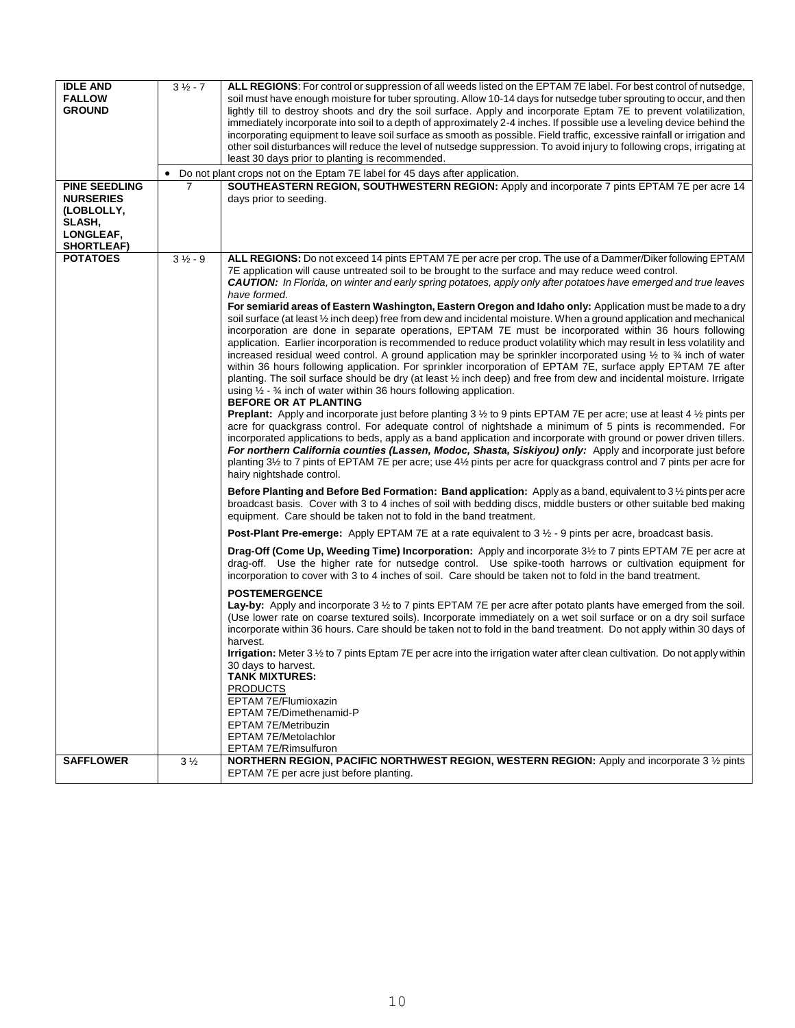| | | |
|---|---|---|
| **IDLE AND FALLOW GROUND** | 3 ½ - 7 | **ALL REGIONS**: For control or suppression of all weeds listed on the EPTAM 7E label. For best control of nutsedge, soil must have enough moisture for tuber sprouting. Allow 10-14 days for nutsedge tuber sprouting to occur, and then lightly till to destroy shoots and dry the soil surface. Apply and incorporate Eptam 7E to prevent volatilization, immediately incorporate into soil to a depth of approximately 2-4 inches. If possible use a leveling device behind the incorporating equipment to leave soil surface as smooth as possible. Field traffic, excessive rainfall or irrigation and other soil disturbances will reduce the level of nutsedge suppression. To avoid injury to following crops, irrigating at least 30 days prior to planting is recommended. |
| | • Do not plant crops not on the Eptam 7E label for 45 days after application. | |
| **PINE SEEDLING NURSERIES (LOBLOLLY, SLASH, LONGLEAF, SHORTLEAF)** | 7 | **SOUTHEASTERN REGION, SOUTHWESTERN REGION:** Apply and incorporate 7 pints EPTAM 7E per acre 14 days prior to seeding. |
| **POTATOES** | 3 ½ - 9 | **ALL REGIONS:** Do not exceed 14 pints EPTAM 7E per acre per crop. The use of a Dammer/Diker following EPTAM 7E application will cause untreated soil to be brought to the surface and may reduce weed control.<br>***CAUTION:*** *In Florida, on winter and early spring potatoes, apply only after potatoes have emerged and true leaves have formed.*<br>**For semiarid areas of Eastern Washington, Eastern Oregon and Idaho only:** Application must be made to a dry soil surface (at least ½ inch deep) free from dew and incidental moisture. When a ground application and mechanical incorporation are done in separate operations, EPTAM 7E must be incorporated within 36 hours following application. Earlier incorporation is recommended to reduce product volatility which may result in less volatility and increased residual weed control. A ground application may be sprinkler incorporated using ½ to ¾ inch of water within 36 hours following application. For sprinkler incorporation of EPTAM 7E, surface apply EPTAM 7E after planting. The soil surface should be dry (at least ½ inch deep) and free from dew and incidental moisture. Irrigate using ½ - ¾ inch of water within 36 hours following application.<br>**BEFORE OR AT PLANTING**<br>**Preplant:** Apply and incorporate just before planting 3 ½ to 9 pints EPTAM 7E per acre; use at least 4 ½ pints per acre for quackgrass control. For adequate control of nightshade a minimum of 5 pints is recommended. For incorporated applications to beds, apply as a band application and incorporate with ground or power driven tillers.<br>***For northern California counties (Lassen, Modoc, Shasta, Siskiyou) only:*** Apply and incorporate just before planting 3½ to 7 pints of EPTAM 7E per acre; use 4½ pints per acre for quackgrass control and 7 pints per acre for hairy nightshade control.<br><br>**Before Planting and Before Bed Formation: Band application:** Apply as a band, equivalent to 3 ½ pints per acre broadcast basis. Cover with 3 to 4 inches of soil with bedding discs, middle busters or other suitable bed making equipment. Care should be taken not to fold in the band treatment.<br><br>**Post-Plant Pre-emerge:** Apply EPTAM 7E at a rate equivalent to 3 ½ - 9 pints per acre, broadcast basis.<br><br>**Drag-Off (Come Up, Weeding Time) Incorporation:** Apply and incorporate 3½ to 7 pints EPTAM 7E per acre at drag-off. Use the higher rate for nutsedge control. Use spike-tooth harrows or cultivation equipment for incorporation to cover with 3 to 4 inches of soil. Care should be taken not to fold in the band treatment.<br><br>**POSTEMERGENCE**<br>**Lay-by:** Apply and incorporate 3 ½ to 7 pints EPTAM 7E per acre after potato plants have emerged from the soil. (Use lower rate on coarse textured soils). Incorporate immediately on a wet soil surface or on a dry soil surface incorporate within 36 hours. Care should be taken not to fold in the band treatment. Do not apply within 30 days of harvest.<br>**Irrigation:** Meter 3 ½ to 7 pints Eptam 7E per acre into the irrigation water after clean cultivation. Do not apply within 30 days to harvest.<br>**TANK MIXTURES:**<br>PRODUCTS<br>EPTAM 7E/Flumioxazin<br>EPTAM 7E/Dimethenamid-P<br>EPTAM 7E/Metribuzin<br>EPTAM 7E/Metolachlor<br>EPTAM 7E/Rimsulfuron |
| **SAFFLOWER** | 3 ½ | **NORTHERN REGION, PACIFIC NORTHWEST REGION, WESTERN REGION:** Apply and incorporate 3 ½ pints EPTAM 7E per acre just before planting. |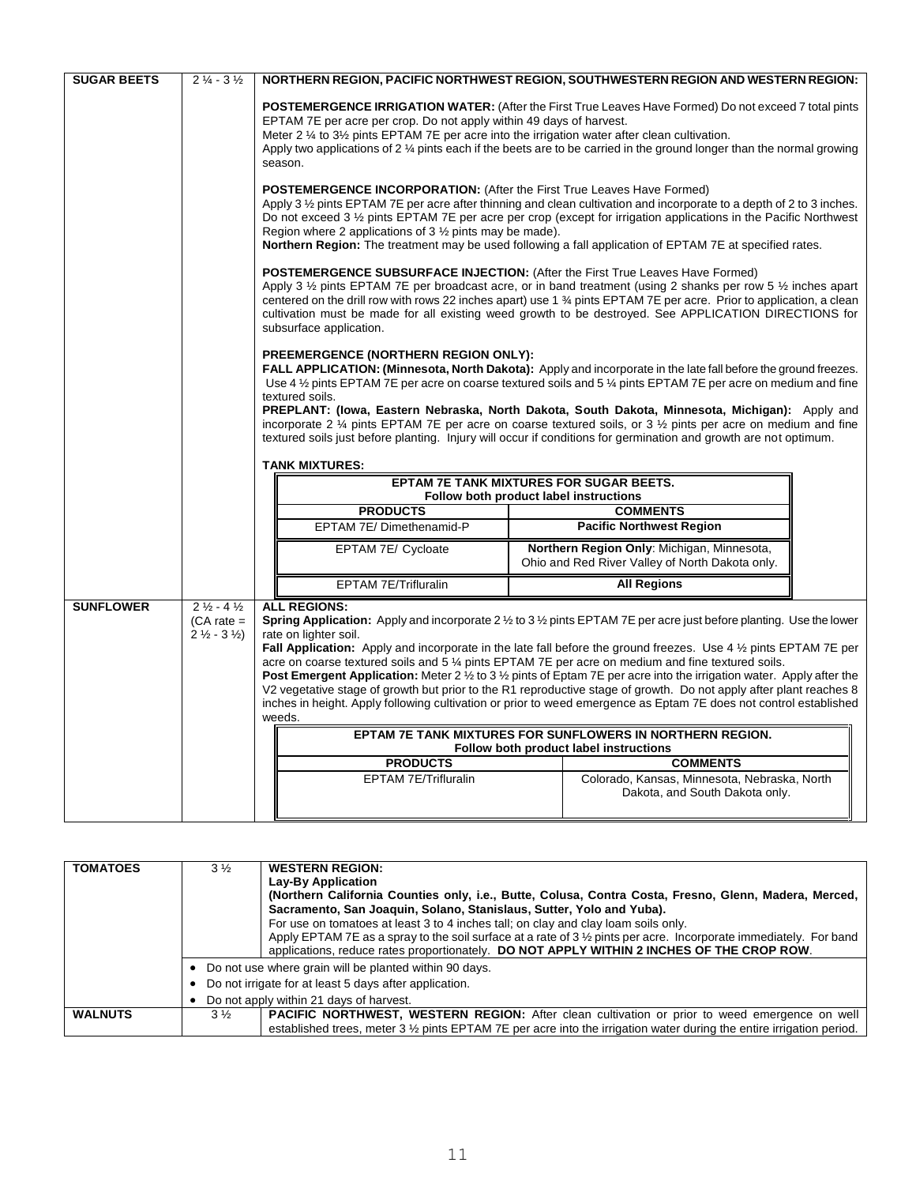| | | |
|---|---|---|
| **SUGAR BEETS** | 2 ¼ - 3 ½ | **NORTHERN REGION, PACIFIC NORTHWEST REGION, SOUTHWESTERN REGION AND WESTERN REGION:**<br><br>**POSTEMERGENCE IRRIGATION WATER:** (After the First True Leaves Have Formed) Do not exceed 7 total pints EPTAM 7E per acre per crop. Do not apply within 49 days of harvest.<br>Meter 2 ¼ to 3½ pints EPTAM 7E per acre into the irrigation water after clean cultivation.<br>Apply two applications of 2 ¼ pints each if the beets are to be carried in the ground longer than the normal growing season.<br><br>**POSTEMERGENCE INCORPORATION:** (After the First True Leaves Have Formed)<br>Apply 3 ½ pints EPTAM 7E per acre after thinning and clean cultivation and incorporate to a depth of 2 to 3 inches. Do not exceed 3 ½ pints EPTAM 7E per acre per crop (except for irrigation applications in the Pacific Northwest Region where 2 applications of 3 ½ pints may be made).<br>**Northern Region:** The treatment may be used following a fall application of EPTAM 7E at specified rates.<br><br>**POSTEMERGENCE SUBSURFACE INJECTION:** (After the First True Leaves Have Formed)<br>Apply 3 ½ pints EPTAM 7E per broadcast acre, or in band treatment (using 2 shanks per row 5 ½ inches apart centered on the drill row with rows 22 inches apart) use 1 ¾ pints EPTAM 7E per acre. Prior to application, a clean cultivation must be made for all existing weed growth to be destroyed. See APPLICATION DIRECTIONS for subsurface application.<br><br>**PREEMERGENCE (NORTHERN REGION ONLY):**<br>**FALL APPLICATION: (Minnesota, North Dakota):** Apply and incorporate in the late fall before the ground freezes. Use 4 ½ pints EPTAM 7E per acre on coarse textured soils and 5 ¼ pints EPTAM 7E per acre on medium and fine textured soils.<br>**PREPLANT: (Iowa, Eastern Nebraska, North Dakota, South Dakota, Minnesota, Michigan):** Apply and incorporate 2 ¼ pints EPTAM 7E per acre on coarse textured soils, or 3 ½ pints per acre on medium and fine textured soils just before planting. Injury will occur if conditions for germination and growth are not optimum.<br><br>**TANK MIXTURES:** |

| **EPTAM 7E TANK MIXTURES FOR SUGAR BEETS.**<br>**Follow both product label instructions** | |
|---|---|
| **PRODUCTS** | **COMMENTS** |
| EPTAM 7E/ Dimethenamid-P | **Pacific Northwest Region** |
| EPTAM 7E/ Cycloate | **Northern Region Only**: Michigan, Minnesota, Ohio and Red River Valley of North Dakota only. |
| EPTAM 7E/Trifluralin | **All Regions** |

| | | |
|---|---|---|
| **SUNFLOWER** | 2 ½ - 4 ½<br>(CA rate = 2 ½ - 3 ½) | **ALL REGIONS:**<br>**Spring Application:** Apply and incorporate 2 ½ to 3 ½ pints EPTAM 7E per acre just before planting. Use the lower rate on lighter soil.<br>**Fall Application:** Apply and incorporate in the late fall before the ground freezes. Use 4 ½ pints EPTAM 7E per acre on coarse textured soils and 5 ¼ pints EPTAM 7E per acre on medium and fine textured soils.<br>**Post Emergent Application:** Meter 2 ½ to 3 ½ pints of Eptam 7E per acre into the irrigation water. Apply after the V2 vegetative stage of growth but prior to the R1 reproductive stage of growth. Do not apply after plant reaches 8 inches in height. Apply following cultivation or prior to weed emergence as Eptam 7E does not control established weeds. |

| **EPTAM 7E TANK MIXTURES FOR SUNFLOWERS IN NORTHERN REGION.**<br>**Follow both product label instructions** | |
|---|---|
| **PRODUCTS** | **COMMENTS** |
| EPTAM 7E/Trifluralin | Colorado, Kansas, Minnesota, Nebraska, North Dakota, and South Dakota only. |

| | | |
|---|---|---|
| **TOMATOES** | 3 ½ | **WESTERN REGION:**<br>**Lay-By Application**<br>**(Northern California Counties only, i.e., Butte, Colusa, Contra Costa, Fresno, Glenn, Madera, Merced, Sacramento, San Joaquin, Solano, Stanislaus, Sutter, Yolo and Yuba).**<br>For use on tomatoes at least 3 to 4 inches tall; on clay and clay loam soils only.<br>Apply EPTAM 7E as a spray to the soil surface at a rate of 3 ½ pints per acre. Incorporate immediately. For band applications, reduce rates proportionally. **DO NOT APPLY WITHIN 2 INCHES OF THE CROP ROW**. |
| | | • Do not use where grain will be planted within 90 days.<br>• Do not irrigate for at least 5 days after application.<br>• Do not apply within 21 days of harvest. |
| **WALNUTS** | 3 ½ | **PACIFIC NORTHWEST, WESTERN REGION:** After clean cultivation or prior to weed emergence on well established trees, meter 3 ½ pints EPTAM 7E per acre into the irrigation water during the entire irrigation period. |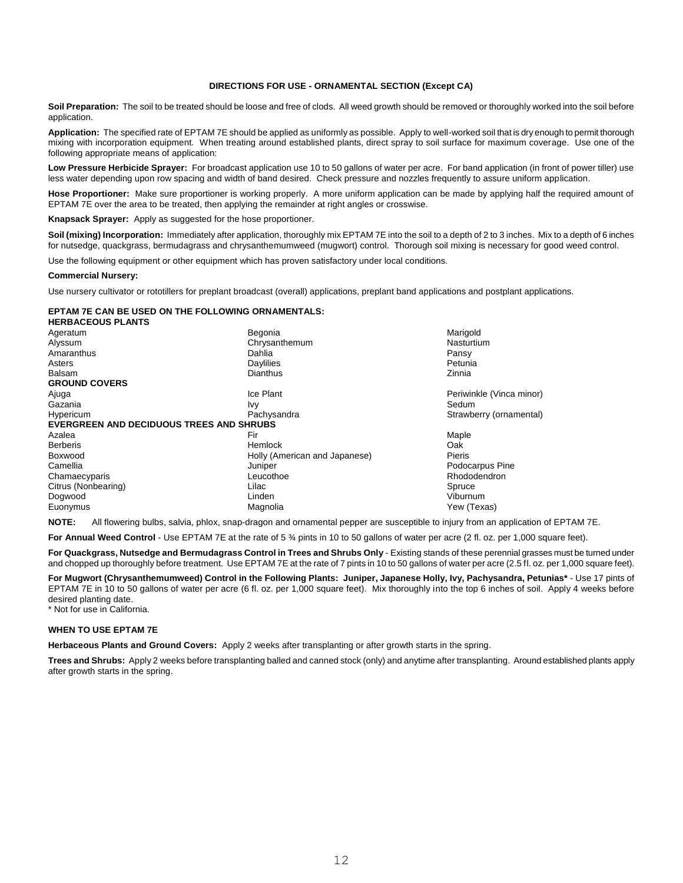## DIRECTIONS FOR USE - ORNAMENTAL SECTION (Except CA)

**Soil Preparation:** The soil to be treated should be loose and free of clods. All weed growth should be removed or thoroughly worked into the soil before application.

**Application:** The specified rate of EPTAM 7E should be applied as uniformly as possible. Apply to well-worked soil that is dry enough to permit thorough mixing with incorporation equipment. When treating around established plants, direct spray to soil surface for maximum coverage. Use one of the following appropriate means of application:

**Low Pressure Herbicide Sprayer:** For broadcast application use 10 to 50 gallons of water per acre. For band application (in front of power tiller) use less water depending upon row spacing and width of band desired. Check pressure and nozzles frequently to assure uniform application.

**Hose Proportioner:** Make sure proportioner is working properly. A more uniform application can be made by applying half the required amount of EPTAM 7E over the area to be treated, then applying the remainder at right angles or crosswise.

**Knapsack Sprayer:** Apply as suggested for the hose proportioner.

**Soil (mixing) Incorporation:** Immediately after application, thoroughly mix EPTAM 7E into the soil to a depth of 2 to 3 inches. Mix to a depth of 6 inches for nutsedge, quackgrass, bermudagrass and chrysanthemumweed (mugwort) control. Thorough soil mixing is necessary for good weed control.

Use the following equipment or other equipment which has proven satisfactory under local conditions.

**Commercial Nursery:**

Use nursery cultivator or rototillers for preplant broadcast (overall) applications, preplant band applications and postplant applications.

**EPTAM 7E CAN BE USED ON THE FOLLOWING ORNAMENTALS:**

| | | |
|---|---|---|
| **HERBACEOUS PLANTS** | | |
| Ageratum | Begonia | Marigold |
| Alyssum | Chrysanthemum | Nasturtium |
| Amaranthus | Dahlia | Pansy |
| Asters | Daylilies | Petunia |
| Balsam | Dianthus | Zinnia |
| **GROUND COVERS** | | |
| Ajuga | Ice Plant | Periwinkle (Vinca minor) |
| Gazania | Ivy | Sedum |
| Hypericum | Pachysandra | Strawberry (ornamental) |
| **EVERGREEN AND DECIDUOUS TREES AND SHRUBS** | | |
| Azalea | Fir | Maple |
| Berberis | Hemlock | Oak |
| Boxwood | Holly (American and Japanese) | Pieris |
| Camellia | Juniper | Podocarpus Pine |
| Chamaecyparis | Leucothoe | Rhododendron |
| Citrus (Nonbearing) | Lilac | Spruce |
| Dogwood | Linden | Viburnum |
| Euonymus | Magnolia | Yew (Texas) |

**NOTE:** All flowering bulbs, salvia, phlox, snap-dragon and ornamental pepper are susceptible to injury from an application of EPTAM 7E.

**For Annual Weed Control** - Use EPTAM 7E at the rate of 5 ¾ pints in 10 to 50 gallons of water per acre (2 fl. oz. per 1,000 square feet).

**For Quackgrass, Nutsedge and Bermudagrass Control in Trees and Shrubs Only** - Existing stands of these perennial grasses must be turned under and chopped up thoroughly before treatment. Use EPTAM 7E at the rate of 7 pints in 10 to 50 gallons of water per acre (2.5 fl. oz. per 1,000 square feet).

**For Mugwort (Chrysanthemumweed) Control in the Following Plants: Juniper, Japanese Holly, Ivy, Pachysandra, Petunias*** - Use 17 pints of EPTAM 7E in 10 to 50 gallons of water per acre (6 fl. oz. per 1,000 square feet). Mix thoroughly into the top 6 inches of soil. Apply 4 weeks before desired planting date.
* Not for use in California.

### WHEN TO USE EPTAM 7E

**Herbaceous Plants and Ground Covers:** Apply 2 weeks after transplanting or after growth starts in the spring.

**Trees and Shrubs:** Apply 2 weeks before transplanting balled and canned stock (only) and anytime after transplanting. Around established plants apply after growth starts in the spring.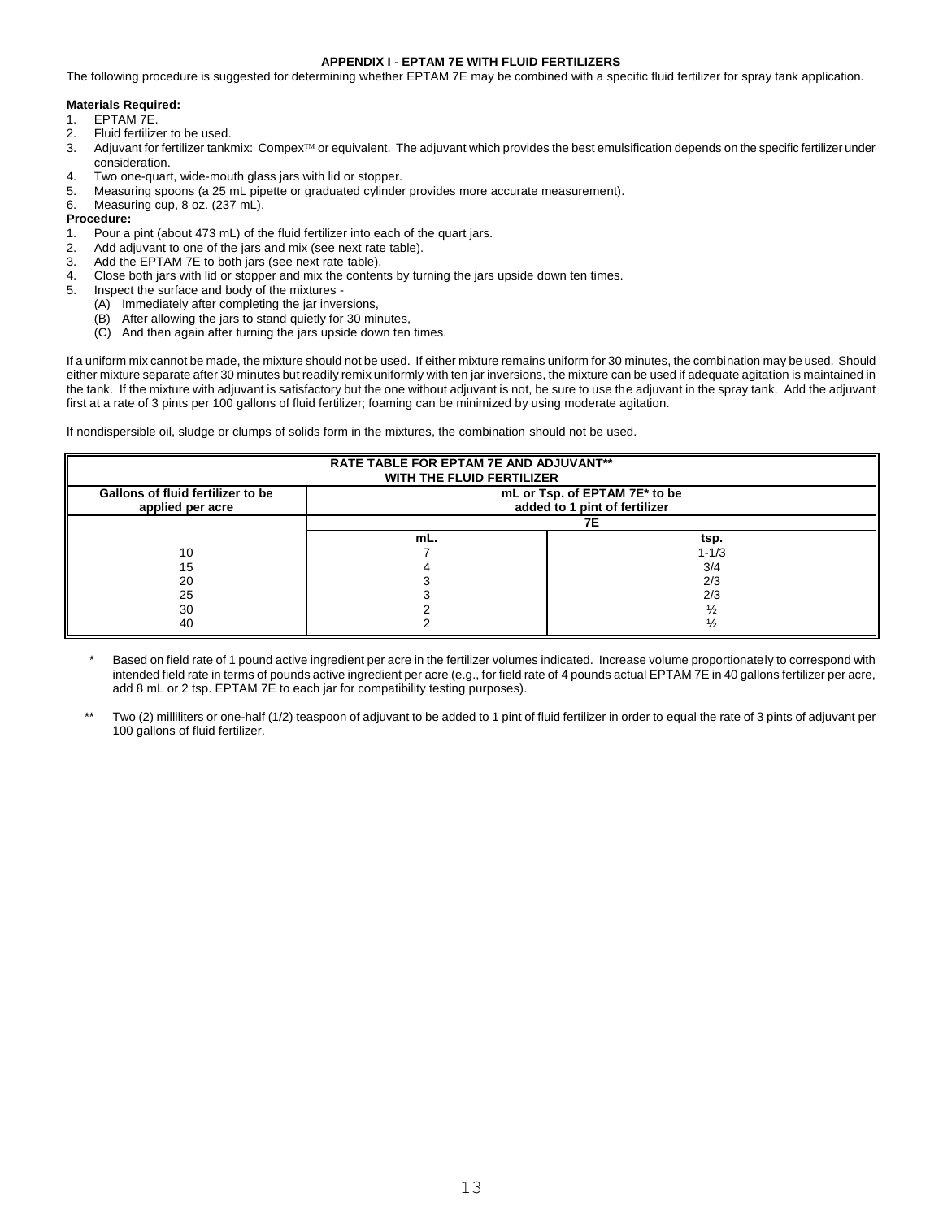### APPENDIX I - EPTAM 7E WITH FLUID FERTILIZERS

The following procedure is suggested for determining whether EPTAM 7E may be combined with a specific fluid fertilizer for spray tank application.

**Materials Required:**

1. EPTAM 7E.
2. Fluid fertilizer to be used.
3. Adjuvant for fertilizer tankmix: Compex™ or equivalent. The adjuvant which provides the best emulsification depends on the specific fertilizer under consideration.
4. Two one-quart, wide-mouth glass jars with lid or stopper.
5. Measuring spoons (a 25 mL pipette or graduated cylinder provides more accurate measurement).
6. Measuring cup, 8 oz. (237 mL).

**Procedure:**

1. Pour a pint (about 473 mL) of the fluid fertilizer into each of the quart jars.
2. Add adjuvant to one of the jars and mix (see next rate table).
3. Add the EPTAM 7E to both jars (see next rate table).
4. Close both jars with lid or stopper and mix the contents by turning the jars upside down ten times.
5. Inspect the surface and body of the mixtures -
   (A) Immediately after completing the jar inversions,
   (B) After allowing the jars to stand quietly for 30 minutes,
   (C) And then again after turning the jars upside down ten times.

If a uniform mix cannot be made, the mixture should not be used. If either mixture remains uniform for 30 minutes, the combination may be used. Should either mixture separate after 30 minutes but readily remix uniformly with ten jar inversions, the mixture can be used if adequate agitation is maintained in the tank. If the mixture with adjuvant is satisfactory but the one without adjuvant is not, be sure to use the adjuvant in the spray tank. Add the adjuvant first at a rate of 3 pints per 100 gallons of fluid fertilizer; foaming can be minimized by using moderate agitation.

If nondispersible oil, sludge or clumps of solids form in the mixtures, the combination should not be used.

**RATE TABLE FOR EPTAM 7E AND ADJUVANT** WITH THE FLUID FERTILIZER**

| Gallons of fluid fertilizer to be applied per acre | mL or Tsp. of EPTAM 7E* to be added to 1 pint of fertilizer | |
|---|---|---|
| | 7E | |
| | mL. | tsp. |
| 10 | 7 | 1-1/3 |
| 15 | 4 | 3/4 |
| 20 | 3 | 2/3 |
| 25 | 3 | 2/3 |
| 30 | 2 | ½ |
| 40 | 2 | ½ |

\* Based on field rate of 1 pound active ingredient per acre in the fertilizer volumes indicated. Increase volume proportionately to correspond with intended field rate in terms of pounds active ingredient per acre (e.g., for field rate of 4 pounds actual EPTAM 7E in 40 gallons fertilizer per acre, add 8 mL or 2 tsp. EPTAM 7E to each jar for compatibility testing purposes).

\*\* Two (2) milliliters or one-half (1/2) teaspoon of adjuvant to be added to 1 pint of fluid fertilizer in order to equal the rate of 3 pints of adjuvant per 100 gallons of fluid fertilizer.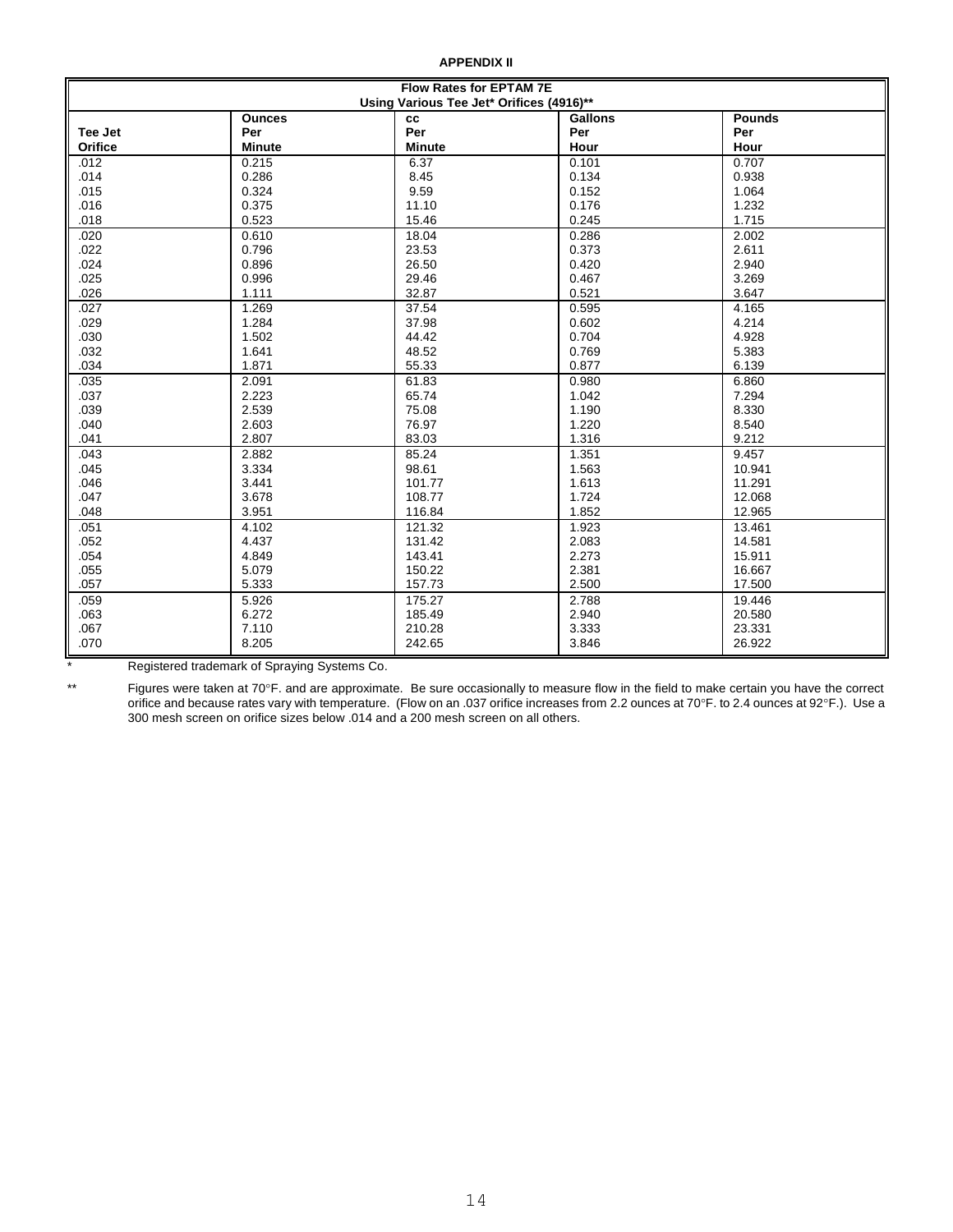**APPENDIX II**

**Flow Rates for EPTAM 7E**
**Using Various Tee Jet* Orifices (4916)****

| Tee Jet Orifice | Ounces Per Minute | cc Per Minute | Gallons Per Hour | Pounds Per Hour |
|---|---|---|---|---|
| .012 | 0.215 | 6.37 | 0.101 | 0.707 |
| .014 | 0.286 | 8.45 | 0.134 | 0.938 |
| .015 | 0.324 | 9.59 | 0.152 | 1.064 |
| .016 | 0.375 | 11.10 | 0.176 | 1.232 |
| .018 | 0.523 | 15.46 | 0.245 | 1.715 |
| .020 | 0.610 | 18.04 | 0.286 | 2.002 |
| .022 | 0.796 | 23.53 | 0.373 | 2.611 |
| .024 | 0.896 | 26.50 | 0.420 | 2.940 |
| .025 | 0.996 | 29.46 | 0.467 | 3.269 |
| .026 | 1.111 | 32.87 | 0.521 | 3.647 |
| .027 | 1.269 | 37.54 | 0.595 | 4.165 |
| .029 | 1.284 | 37.98 | 0.602 | 4.214 |
| .030 | 1.502 | 44.42 | 0.704 | 4.928 |
| .032 | 1.641 | 48.52 | 0.769 | 5.383 |
| .034 | 1.871 | 55.33 | 0.877 | 6.139 |
| .035 | 2.091 | 61.83 | 0.980 | 6.860 |
| .037 | 2.223 | 65.74 | 1.042 | 7.294 |
| .039 | 2.539 | 75.08 | 1.190 | 8.330 |
| .040 | 2.603 | 76.97 | 1.220 | 8.540 |
| .041 | 2.807 | 83.03 | 1.316 | 9.212 |
| .043 | 2.882 | 85.24 | 1.351 | 9.457 |
| .045 | 3.334 | 98.61 | 1.563 | 10.941 |
| .046 | 3.441 | 101.77 | 1.613 | 11.291 |
| .047 | 3.678 | 108.77 | 1.724 | 12.068 |
| .048 | 3.951 | 116.84 | 1.852 | 12.965 |
| .051 | 4.102 | 121.32 | 1.923 | 13.461 |
| .052 | 4.437 | 131.42 | 2.083 | 14.581 |
| .054 | 4.849 | 143.41 | 2.273 | 15.911 |
| .055 | 5.079 | 150.22 | 2.381 | 16.667 |
| .057 | 5.333 | 157.73 | 2.500 | 17.500 |
| .059 | 5.926 | 175.27 | 2.788 | 19.446 |
| .063 | 6.272 | 185.49 | 2.940 | 20.580 |
| .067 | 7.110 | 210.28 | 3.333 | 23.331 |
| .070 | 8.205 | 242.65 | 3.846 | 26.922 |

\* Registered trademark of Spraying Systems Co.

** Figures were taken at 70°F. and are approximate. Be sure occasionally to measure flow in the field to make certain you have the correct orifice and because rates vary with temperature. (Flow on an .037 orifice increases from 2.2 ounces at 70°F. to 2.4 ounces at 92°F.). Use a 300 mesh screen on orifice sizes below .014 and a 200 mesh screen on all others.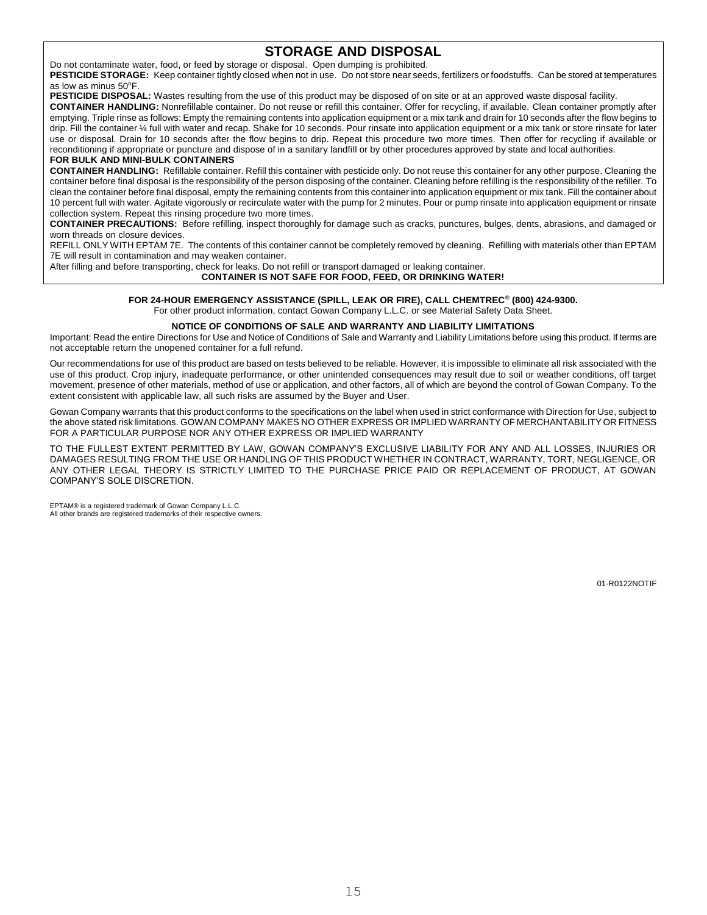## STORAGE AND DISPOSAL

Do not contaminate water, food, or feed by storage or disposal. Open dumping is prohibited.

**PESTICIDE STORAGE:** Keep container tightly closed when not in use. Do not store near seeds, fertilizers or foodstuffs. Can be stored at temperatures as low as minus 50°F.

**PESTICIDE DISPOSAL:** Wastes resulting from the use of this product may be disposed of on site or at an approved waste disposal facility.

**CONTAINER HANDLING:** Nonrefillable container. Do not reuse or refill this container. Offer for recycling, if available. Clean container promptly after emptying. Triple rinse as follows: Empty the remaining contents into application equipment or a mix tank and drain for 10 seconds after the flow begins to drip. Fill the container ¼ full with water and recap. Shake for 10 seconds. Pour rinsate into application equipment or a mix tank or store rinsate for later use or disposal. Drain for 10 seconds after the flow begins to drip. Repeat this procedure two more times. Then offer for recycling if available or reconditioning if appropriate or puncture and dispose of in a sanitary landfill or by other procedures approved by state and local authorities.

**FOR BULK AND MINI-BULK CONTAINERS**

**CONTAINER HANDLING:** Refillable container. Refill this container with pesticide only. Do not reuse this container for any other purpose. Cleaning the container before final disposal is the responsibility of the person disposing of the container. Cleaning before refilling is the responsibility of the refiller. To clean the container before final disposal, empty the remaining contents from this container into application equipment or mix tank. Fill the container about 10 percent full with water. Agitate vigorously or recirculate water with the pump for 2 minutes. Pour or pump rinsate into application equipment or rinsate collection system. Repeat this rinsing procedure two more times.

**CONTAINER PRECAUTIONS:** Before refilling, inspect thoroughly for damage such as cracks, punctures, bulges, dents, abrasions, and damaged or worn threads on closure devices.

REFILL ONLY WITH EPTAM 7E. The contents of this container cannot be completely removed by cleaning. Refilling with materials other than EPTAM 7E will result in contamination and may weaken container.

After filling and before transporting, check for leaks. Do not refill or transport damaged or leaking container.

**CONTAINER IS NOT SAFE FOR FOOD, FEED, OR DRINKING WATER!**

**FOR 24-HOUR EMERGENCY ASSISTANCE (SPILL, LEAK OR FIRE), CALL CHEMTREC® (800) 424-9300.**

For other product information, contact Gowan Company L.L.C. or see Material Safety Data Sheet.

**NOTICE OF CONDITIONS OF SALE AND WARRANTY AND LIABILITY LIMITATIONS**

Important: Read the entire Directions for Use and Notice of Conditions of Sale and Warranty and Liability Limitations before using this product. If terms are not acceptable return the unopened container for a full refund.

Our recommendations for use of this product are based on tests believed to be reliable. However, it is impossible to eliminate all risk associated with the use of this product. Crop injury, inadequate performance, or other unintended consequences may result due to soil or weather conditions, off target movement, presence of other materials, method of use or application, and other factors, all of which are beyond the control of Gowan Company. To the extent consistent with applicable law, all such risks are assumed by the Buyer and User.

Gowan Company warrants that this product conforms to the specifications on the label when used in strict conformance with Direction for Use, subject to the above stated risk limitations. GOWAN COMPANY MAKES NO OTHER EXPRESS OR IMPLIED WARRANTY OF MERCHANTABILITY OR FITNESS FOR A PARTICULAR PURPOSE NOR ANY OTHER EXPRESS OR IMPLIED WARRANTY

TO THE FULLEST EXTENT PERMITTED BY LAW, GOWAN COMPANY'S EXCLUSIVE LIABILITY FOR ANY AND ALL LOSSES, INJURIES OR DAMAGES RESULTING FROM THE USE OR HANDLING OF THIS PRODUCT WHETHER IN CONTRACT, WARRANTY, TORT, NEGLIGENCE, OR ANY OTHER LEGAL THEORY IS STRICTLY LIMITED TO THE PURCHASE PRICE PAID OR REPLACEMENT OF PRODUCT, AT GOWAN COMPANY'S SOLE DISCRETION.

EPTAM® is a registered trademark of Gowan Company L.L.C.
All other brands are registered trademarks of their respective owners.

01-R0122NOTIF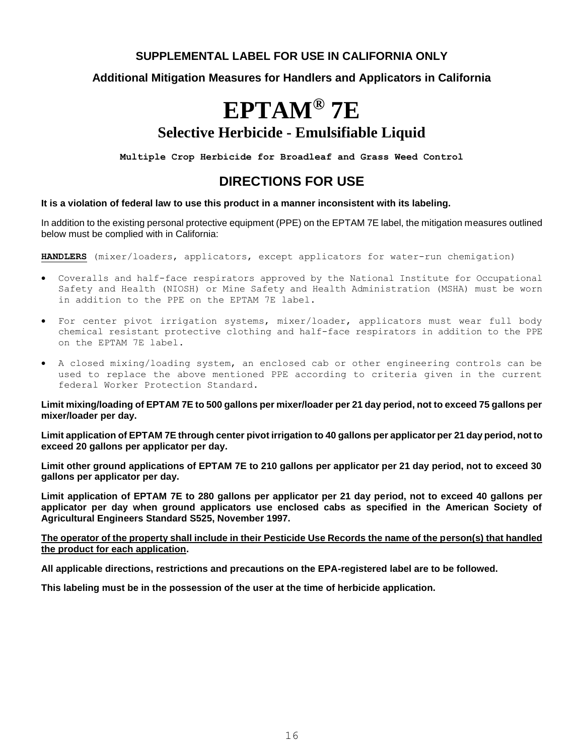**SUPPLEMENTAL LABEL FOR USE IN CALIFORNIA ONLY**

**Additional Mitigation Measures for Handlers and Applicators in California**

# EPTAM® 7E

## Selective Herbicide - Emulsifiable Liquid

**Multiple Crop Herbicide for Broadleaf and Grass Weed Control**

## DIRECTIONS FOR USE

**It is a violation of federal law to use this product in a manner inconsistent with its labeling.**

In addition to the existing personal protective equipment (PPE) on the EPTAM 7E label, the mitigation measures outlined below must be complied with in California:

**HANDLERS** (mixer/loaders, applicators, except applicators for water-run chemigation)

- Coveralls and half-face respirators approved by the National Institute for Occupational Safety and Health (NIOSH) or Mine Safety and Health Administration (MSHA) must be worn in addition to the PPE on the EPTAM 7E label.
- For center pivot irrigation systems, mixer/loader, applicators must wear full body chemical resistant protective clothing and half-face respirators in addition to the PPE on the EPTAM 7E label.
- A closed mixing/loading system, an enclosed cab or other engineering controls can be used to replace the above mentioned PPE according to criteria given in the current federal Worker Protection Standard.

**Limit mixing/loading of EPTAM 7E to 500 gallons per mixer/loader per 21 day period, not to exceed 75 gallons per mixer/loader per day.**

**Limit application of EPTAM 7E through center pivot irrigation to 40 gallons per applicator per 21 day period, not to exceed 20 gallons per applicator per day.**

**Limit other ground applications of EPTAM 7E to 210 gallons per applicator per 21 day period, not to exceed 30 gallons per applicator per day.**

**Limit application of EPTAM 7E to 280 gallons per applicator per 21 day period, not to exceed 40 gallons per applicator per day when ground applicators use enclosed cabs as specified in the American Society of Agricultural Engineers Standard S525, November 1997.**

**The operator of the property shall include in their Pesticide Use Records the name of the person(s) that handled the product for each application.**

**All applicable directions, restrictions and precautions on the EPA-registered label are to be followed.**

**This labeling must be in the possession of the user at the time of herbicide application.**